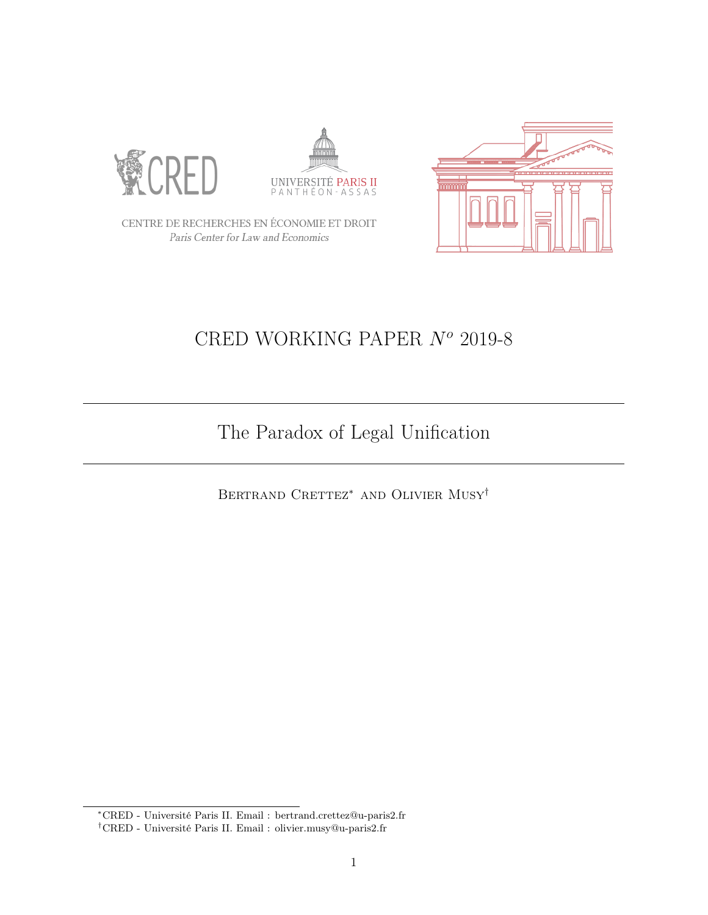CENTRE DE RECHERCHES EN ÉCONOMIE ET DROIT

*Paris Center for Law and Economics*

# CRED WORKING PAPER $N^o$ 2019-8

## The Paradox of Legal Unification

Bertrand Crettez[*] and Olivier Musy[†]

[*] CRED - Université Paris II. Email : bertrand.crettez@u-paris2.fr

[†] CRED - Université Paris II. Email : olivier.musy@u-paris2.fr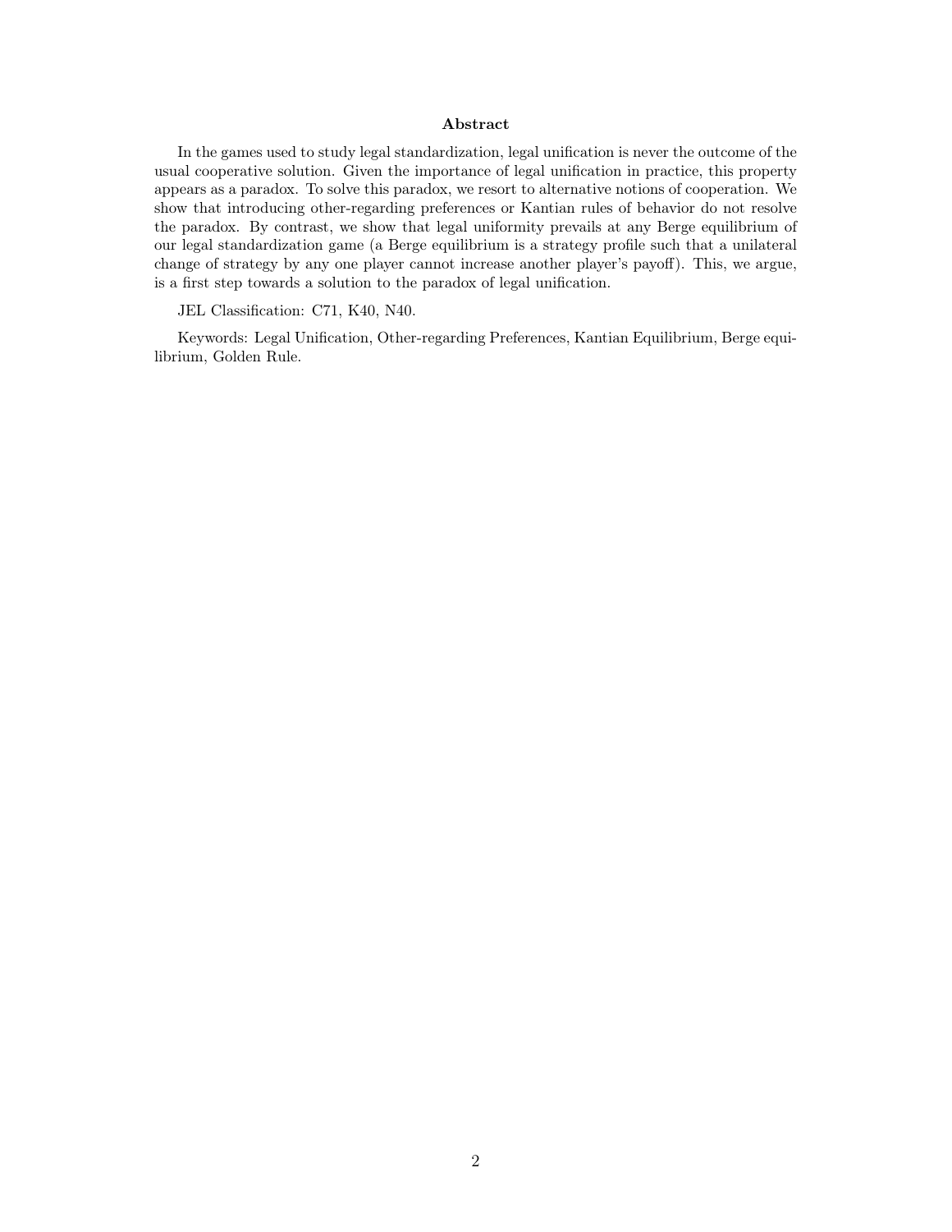## Abstract

In the games used to study legal standardization, legal unification is never the outcome of the usual cooperative solution. Given the importance of legal unification in practice, this property appears as a paradox. To solve this paradox, we resort to alternative notions of cooperation. We show that introducing other-regarding preferences or Kantian rules of behavior do not resolve the paradox. By contrast, we show that legal uniformity prevails at any Berge equilibrium of our legal standardization game (a Berge equilibrium is a strategy profile such that a unilateral change of strategy by any one player cannot increase another player's payoff). This, we argue, is a first step towards a solution to the paradox of legal unification.

JEL Classification: C71, K40, N40.

Keywords: Legal Unification, Other-regarding Preferences, Kantian Equilibrium, Berge equilibrium, Golden Rule.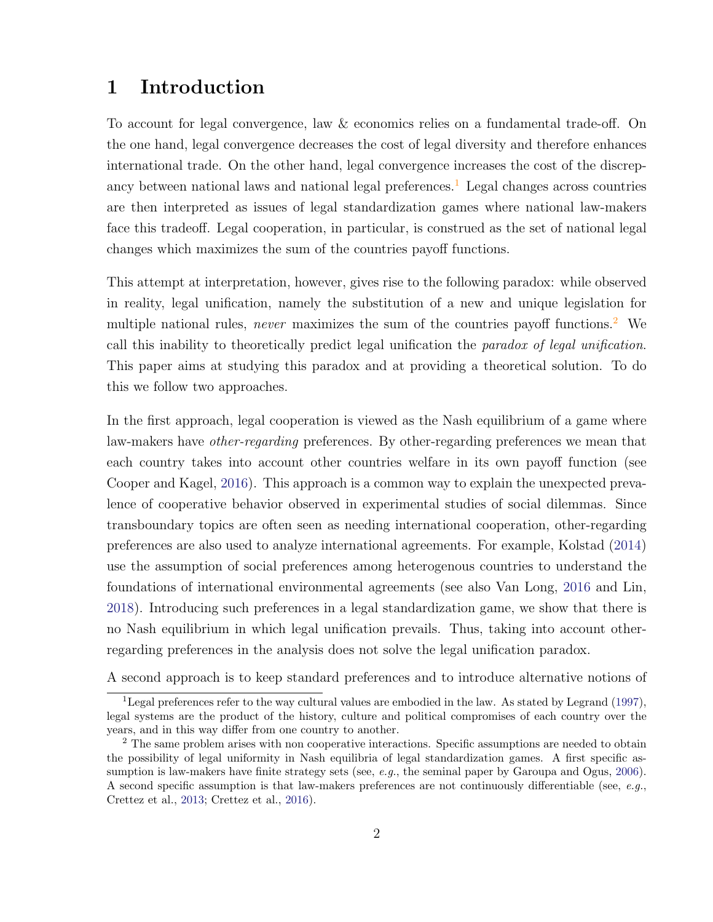# 1 Introduction

To account for legal convergence, law & economics relies on a fundamental trade-off. On the one hand, legal convergence decreases the cost of legal diversity and therefore enhances international trade. On the other hand, legal convergence increases the cost of the discrepancy between national laws and national legal preferences.[1] Legal changes across countries are then interpreted as issues of legal standardization games where national law-makers face this tradeoff. Legal cooperation, in particular, is construed as the set of national legal changes which maximizes the sum of the countries payoff functions.

This attempt at interpretation, however, gives rise to the following paradox: while observed in reality, legal unification, namely the substitution of a new and unique legislation for multiple national rules, *never* maximizes the sum of the countries payoff functions.[2] We call this inability to theoretically predict legal unification the *paradox of legal unification*. This paper aims at studying this paradox and at providing a theoretical solution. To do this we follow two approaches.

In the first approach, legal cooperation is viewed as the Nash equilibrium of a game where law-makers have *other-regarding* preferences. By other-regarding preferences we mean that each country takes into account other countries welfare in its own payoff function (see Cooper and Kagel, 2016). This approach is a common way to explain the unexpected prevalence of cooperative behavior observed in experimental studies of social dilemmas. Since transboundary topics are often seen as needing international cooperation, other-regarding preferences are also used to analyze international agreements. For example, Kolstad (2014) use the assumption of social preferences among heterogenous countries to understand the foundations of international environmental agreements (see also Van Long, 2016 and Lin, 2018). Introducing such preferences in a legal standardization game, we show that there is no Nash equilibrium in which legal unification prevails. Thus, taking into account other-regarding preferences in the analysis does not solve the legal unification paradox.

A second approach is to keep standard preferences and to introduce alternative notions of

[1] Legal preferences refer to the way cultural values are embodied in the law. As stated by Legrand (1997), legal systems are the product of the history, culture and political compromises of each country over the years, and in this way differ from one country to another.

[2] The same problem arises with non cooperative interactions. Specific assumptions are needed to obtain the possibility of legal uniformity in Nash equilibria of legal standardization games. A first specific assumption is law-makers have finite strategy sets (see, *e.g.*, the seminal paper by Garoupa and Ogus, 2006). A second specific assumption is that law-makers preferences are not continuously differentiable (see, *e.g.*, Crettez et al., 2013; Crettez et al., 2016).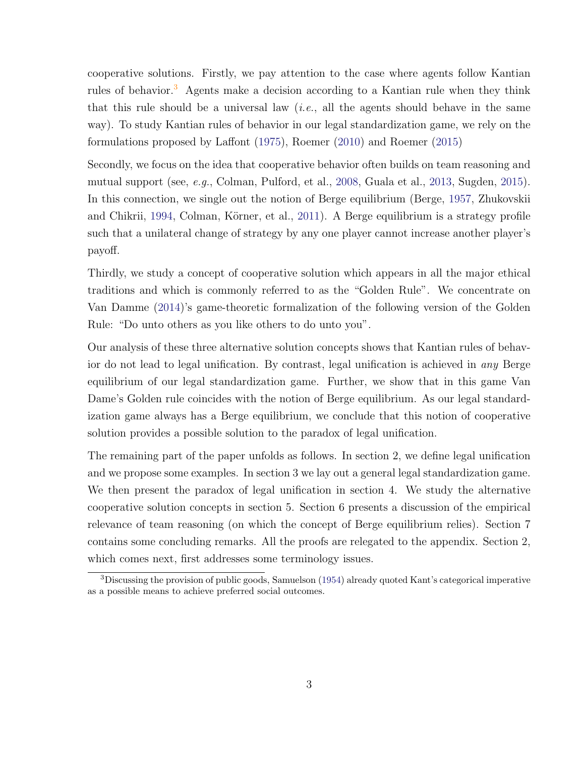cooperative solutions. Firstly, we pay attention to the case where agents follow Kantian rules of behavior.[3] Agents make a decision according to a Kantian rule when they think that this rule should be a universal law (*i.e.*, all the agents should behave in the same way). To study Kantian rules of behavior in our legal standardization game, we rely on the formulations proposed by Laffont (1975), Roemer (2010) and Roemer (2015)

Secondly, we focus on the idea that cooperative behavior often builds on team reasoning and mutual support (see, *e.g.*, Colman, Pulford, et al., 2008, Guala et al., 2013, Sugden, 2015). In this connection, we single out the notion of Berge equilibrium (Berge, 1957, Zhukovskii and Chikrii, 1994, Colman, Körner, et al., 2011). A Berge equilibrium is a strategy profile such that a unilateral change of strategy by any one player cannot increase another player's payoff.

Thirdly, we study a concept of cooperative solution which appears in all the major ethical traditions and which is commonly referred to as the "Golden Rule". We concentrate on Van Damme (2014)'s game-theoretic formalization of the following version of the Golden Rule: "Do unto others as you like others to do unto you".

Our analysis of these three alternative solution concepts shows that Kantian rules of behavior do not lead to legal unification. By contrast, legal unification is achieved in *any* Berge equilibrium of our legal standardization game. Further, we show that in this game Van Dame's Golden rule coincides with the notion of Berge equilibrium. As our legal standardization game always has a Berge equilibrium, we conclude that this notion of cooperative solution provides a possible solution to the paradox of legal unification.

The remaining part of the paper unfolds as follows. In section 2, we define legal unification and we propose some examples. In section 3 we lay out a general legal standardization game. We then present the paradox of legal unification in section 4. We study the alternative cooperative solution concepts in section 5. Section 6 presents a discussion of the empirical relevance of team reasoning (on which the concept of Berge equilibrium relies). Section 7 contains some concluding remarks. All the proofs are relegated to the appendix. Section 2, which comes next, first addresses some terminology issues.

[3] Discussing the provision of public goods, Samuelson (1954) already quoted Kant's categorical imperative as a possible means to achieve preferred social outcomes.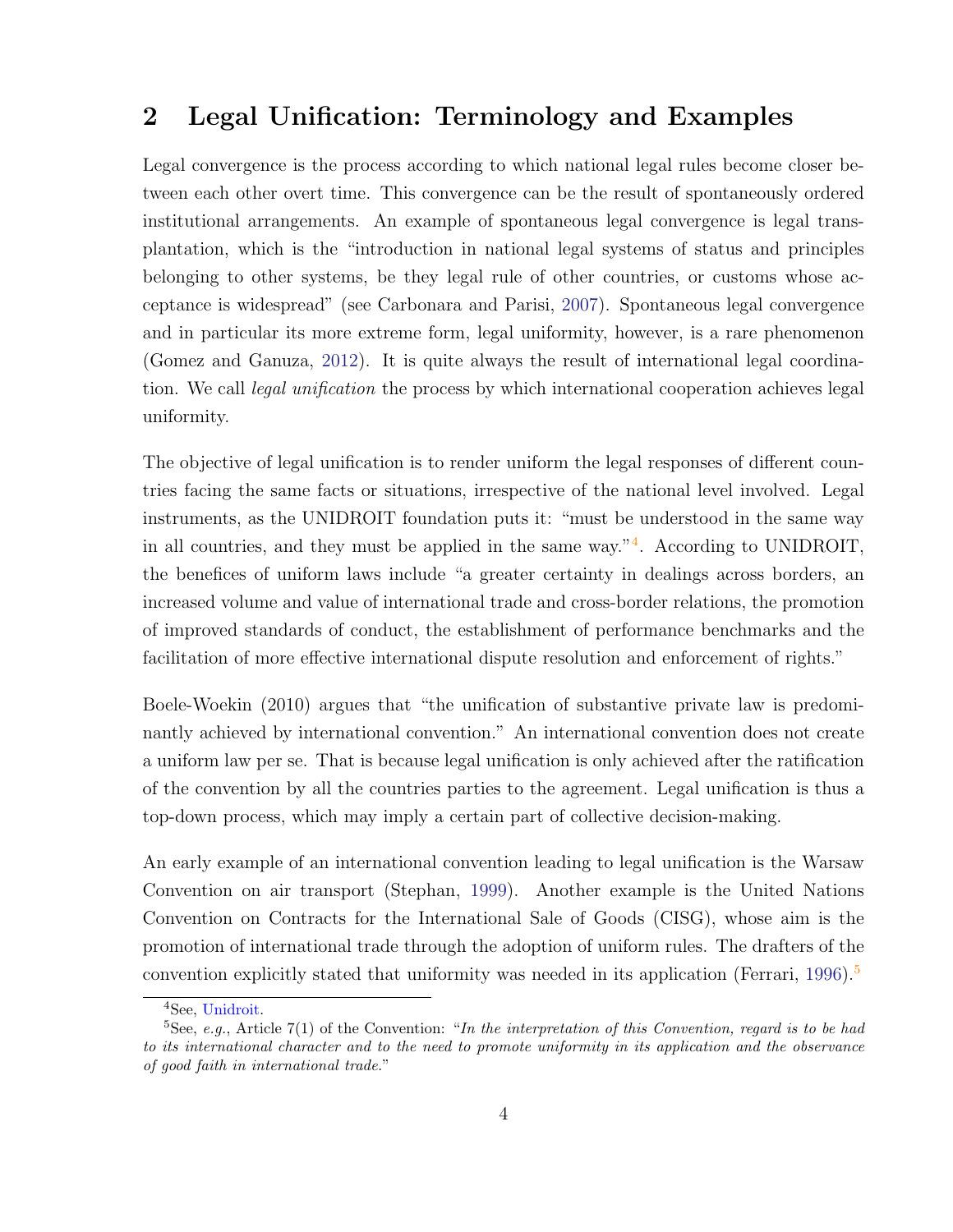## 2 Legal Unification: Terminology and Examples

Legal convergence is the process according to which national legal rules become closer between each other overt time. This convergence can be the result of spontaneously ordered institutional arrangements. An example of spontaneous legal convergence is legal transplantation, which is the "introduction in national legal systems of status and principles belonging to other systems, be they legal rule of other countries, or customs whose acceptance is widespread" (see Carbonara and Parisi, 2007). Spontaneous legal convergence and in particular its more extreme form, legal uniformity, however, is a rare phenomenon (Gomez and Ganuza, 2012). It is quite always the result of international legal coordination. We call *legal unification* the process by which international cooperation achieves legal uniformity.

The objective of legal unification is to render uniform the legal responses of different countries facing the same facts or situations, irrespective of the national level involved. Legal instruments, as the UNIDROIT foundation puts it: "must be understood in the same way in all countries, and they must be applied in the same way."[4]. According to UNIDROIT, the benefices of uniform laws include "a greater certainty in dealings across borders, an increased volume and value of international trade and cross-border relations, the promotion of improved standards of conduct, the establishment of performance benchmarks and the facilitation of more effective international dispute resolution and enforcement of rights."

Boele-Woekin (2010) argues that "the unification of substantive private law is predominantly achieved by international convention." An international convention does not create a uniform law per se. That is because legal unification is only achieved after the ratification of the convention by all the countries parties to the agreement. Legal unification is thus a top-down process, which may imply a certain part of collective decision-making.

An early example of an international convention leading to legal unification is the Warsaw Convention on air transport (Stephan, 1999). Another example is the United Nations Convention on Contracts for the International Sale of Goods (CISG), whose aim is the promotion of international trade through the adoption of uniform rules. The drafters of the convention explicitly stated that uniformity was needed in its application (Ferrari, 1996).[5]

---

[4] See, Unidroit.

[5] See, *e.g.*, Article 7(1) of the Convention: "*In the interpretation of this Convention, regard is to be had to its international character and to the need to promote uniformity in its application and the observance of good faith in international trade.*"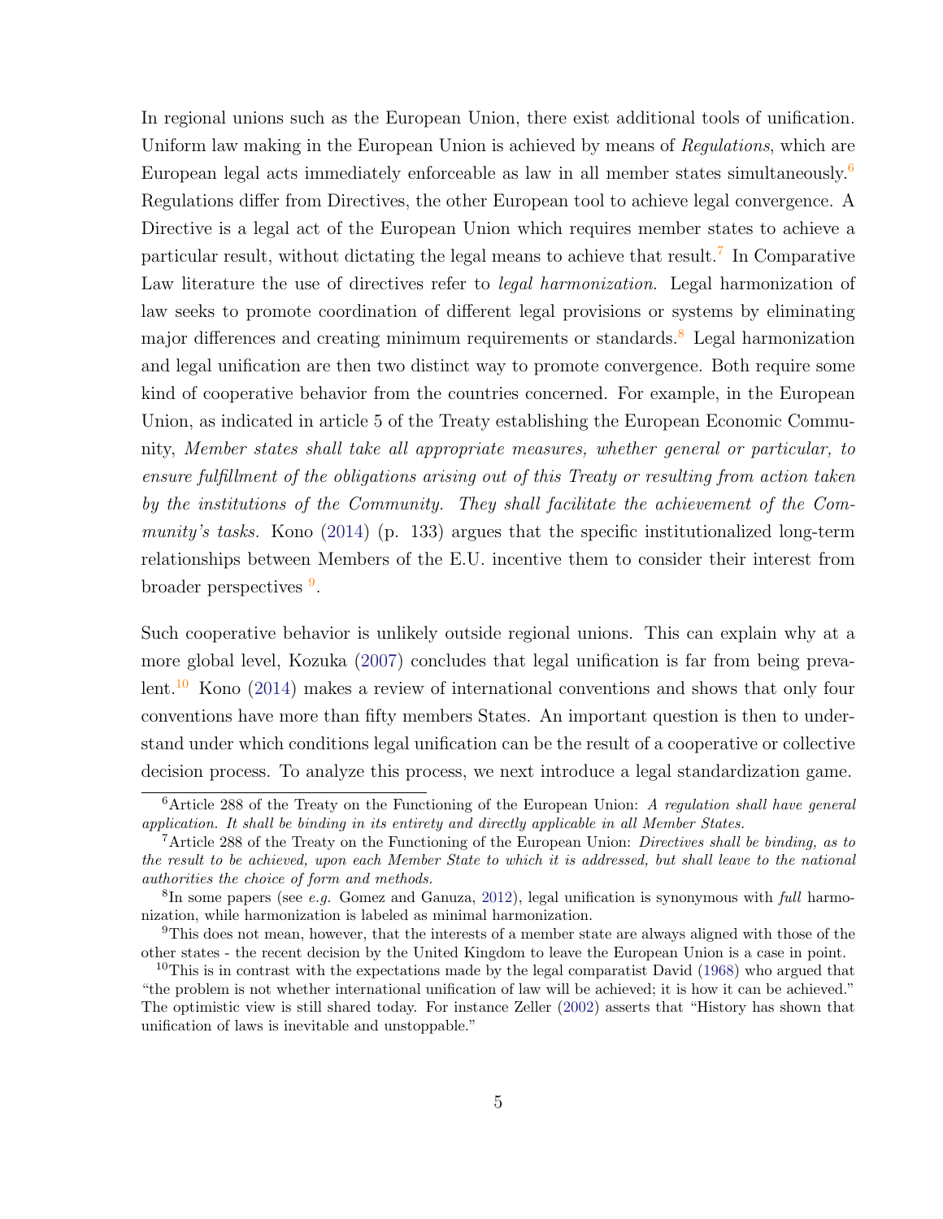In regional unions such as the European Union, there exist additional tools of unification. Uniform law making in the European Union is achieved by means of *Regulations*, which are European legal acts immediately enforceable as law in all member states simultaneously.[6] Regulations differ from Directives, the other European tool to achieve legal convergence. A Directive is a legal act of the European Union which requires member states to achieve a particular result, without dictating the legal means to achieve that result.[7] In Comparative Law literature the use of directives refer to *legal harmonization*. Legal harmonization of law seeks to promote coordination of different legal provisions or systems by eliminating major differences and creating minimum requirements or standards.[8] Legal harmonization and legal unification are then two distinct way to promote convergence. Both require some kind of cooperative behavior from the countries concerned. For example, in the European Union, as indicated in article 5 of the Treaty establishing the European Economic Community, *Member states shall take all appropriate measures, whether general or particular, to ensure fulfillment of the obligations arising out of this Treaty or resulting from action taken by the institutions of the Community. They shall facilitate the achievement of the Community's tasks.* Kono (2014) (p. 133) argues that the specific institutionalized long-term relationships between Members of the E.U. incentive them to consider their interest from broader perspectives [9].

Such cooperative behavior is unlikely outside regional unions. This can explain why at a more global level, Kozuka (2007) concludes that legal unification is far from being prevalent.[10] Kono (2014) makes a review of international conventions and shows that only four conventions have more than fifty members States. An important question is then to understand under which conditions legal unification can be the result of a cooperative or collective decision process. To analyze this process, we next introduce a legal standardization game.

---

[6] Article 288 of the Treaty on the Functioning of the European Union: *A regulation shall have general application. It shall be binding in its entirety and directly applicable in all Member States.*

[7] Article 288 of the Treaty on the Functioning of the European Union: *Directives shall be binding, as to the result to be achieved, upon each Member State to which it is addressed, but shall leave to the national authorities the choice of form and methods.*

[8] In some papers (see *e.g.* Gomez and Ganuza, 2012), legal unification is synonymous with *full* harmonization, while harmonization is labeled as minimal harmonization.

[9] This does not mean, however, that the interests of a member state are always aligned with those of the other states - the recent decision by the United Kingdom to leave the European Union is a case in point.

[10] This is in contrast with the expectations made by the legal comparatist David (1968) who argued that "the problem is not whether international unification of law will be achieved; it is how it can be achieved." The optimistic view is still shared today. For instance Zeller (2002) asserts that "History has shown that unification of laws is inevitable and unstoppable."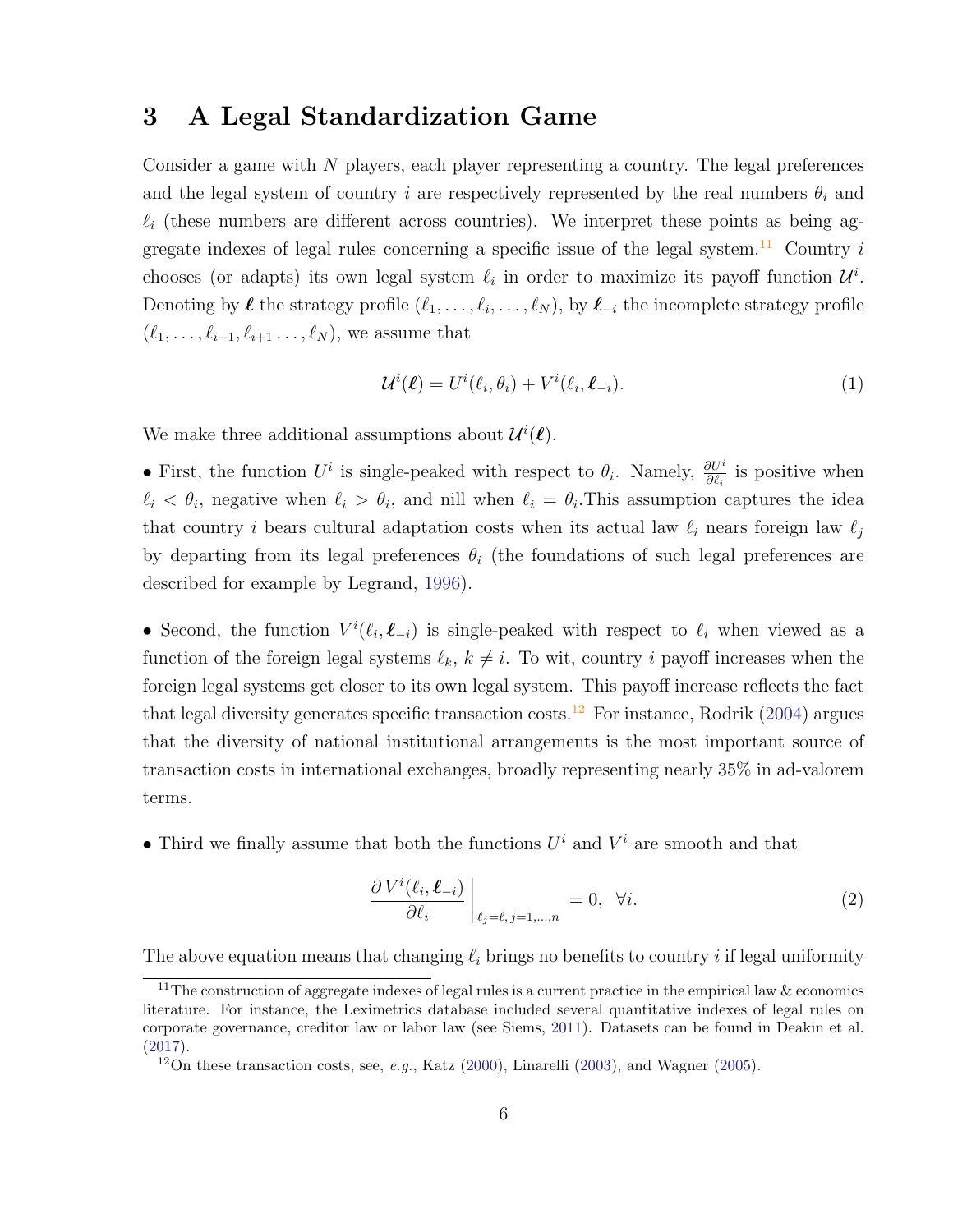# 3 A Legal Standardization Game

Consider a game with $N$ players, each player representing a country. The legal preferences and the legal system of country $i$ are respectively represented by the real numbers $\theta_i$ and $\ell_i$ (these numbers are different across countries). We interpret these points as being aggregate indexes of legal rules concerning a specific issue of the legal system.[11] Country $i$ chooses (or adapts) its own legal system $\ell_i$ in order to maximize its payoff function $\mathcal{U}^i$. Denoting by $\boldsymbol{\ell}$ the strategy profile $(\ell_1, \ldots, \ell_i, \ldots, \ell_N)$, by $\boldsymbol{\ell}_{-i}$ the incomplete strategy profile $(\ell_1, \ldots, \ell_{i-1}, \ell_{i+1} \ldots, \ell_N)$, we assume that

$$\mathcal{U}^i(\boldsymbol{\ell}) = U^i(\ell_i, \theta_i) + V^i(\ell_i, \boldsymbol{\ell}_{-i}). \tag{1}$$

We make three additional assumptions about $\mathcal{U}^i(\boldsymbol{\ell})$.

• First, the function $U^i$ is single-peaked with respect to $\theta_i$. Namely, $\frac{\partial U^i}{\partial \ell_i}$ is positive when $\ell_i < \theta_i$, negative when $\ell_i > \theta_i$, and nill when $\ell_i = \theta_i$.This assumption captures the idea that country $i$ bears cultural adaptation costs when its actual law $\ell_i$ nears foreign law $\ell_j$ by departing from its legal preferences $\theta_i$ (the foundations of such legal preferences are described for example by Legrand, 1996).

• Second, the function $V^i(\ell_i, \boldsymbol{\ell}_{-i})$ is single-peaked with respect to $\ell_i$ when viewed as a function of the foreign legal systems $\ell_k$, $k \neq i$. To wit, country $i$ payoff increases when the foreign legal systems get closer to its own legal system. This payoff increase reflects the fact that legal diversity generates specific transaction costs.[12] For instance, Rodrik (2004) argues that the diversity of national institutional arrangements is the most important source of transaction costs in international exchanges, broadly representing nearly 35% in ad-valorem terms.

• Third we finally assume that both the functions $U^i$ and $V^i$ are smooth and that

$$\left.\frac{\partial V^i(\ell_i, \boldsymbol{\ell}_{-i})}{\partial \ell_i}\right|_{\ell_j = \ell,\, j=1,\ldots,n} = 0, \ \ \forall i. \tag{2}$$

The above equation means that changing $\ell_i$ brings no benefits to country $i$ if legal uniformity

---

[11] The construction of aggregate indexes of legal rules is a current practice in the empirical law & economics literature. For instance, the Leximetrics database included several quantitative indexes of legal rules on corporate governance, creditor law or labor law (see Siems, 2011). Datasets can be found in Deakin et al. (2017).

[12] On these transaction costs, see, *e.g.*, Katz (2000), Linarelli (2003), and Wagner (2005).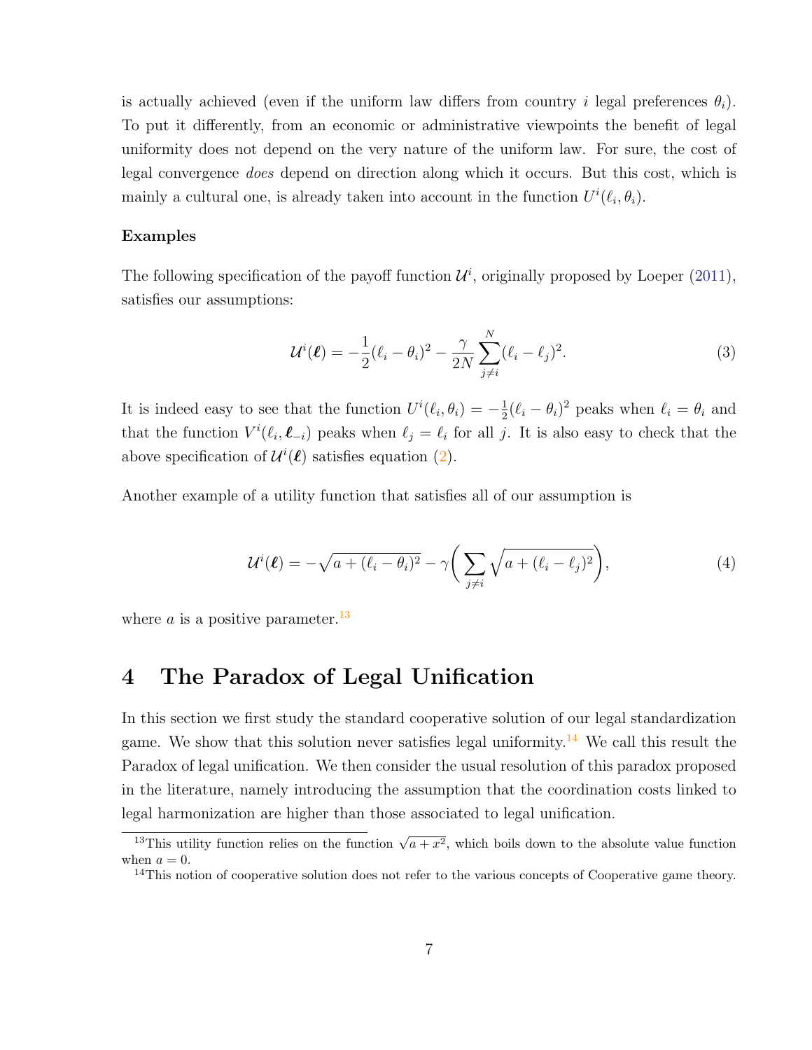is actually achieved (even if the uniform law differs from country $i$ legal preferences $\theta_i$). To put it differently, from an economic or administrative viewpoints the benefit of legal uniformity does not depend on the very nature of the uniform law. For sure, the cost of legal convergence *does* depend on direction along which it occurs. But this cost, which is mainly a cultural one, is already taken into account in the function $U^i(\ell_i, \theta_i)$.

**Examples**

The following specification of the payoff function $\mathcal{U}^i$, originally proposed by Loeper (2011), satisfies our assumptions:

$$\mathcal{U}^i(\boldsymbol{\ell}) = -\frac{1}{2}(\ell_i - \theta_i)^2 - \frac{\gamma}{2N}\sum_{j \neq i}^{N}(\ell_i - \ell_j)^2. \tag{3}$$

It is indeed easy to see that the function $U^i(\ell_i, \theta_i) = -\frac{1}{2}(\ell_i - \theta_i)^2$ peaks when $\ell_i = \theta_i$ and that the function $V^i(\ell_i, \boldsymbol{\ell}_{-i})$ peaks when $\ell_j = \ell_i$ for all $j$. It is also easy to check that the above specification of $\mathcal{U}^i(\boldsymbol{\ell})$ satisfies equation (2).

Another example of a utility function that satisfies all of our assumption is

$$\mathcal{U}^i(\boldsymbol{\ell}) = -\sqrt{a + (\ell_i - \theta_i)^2} - \gamma\left(\sum_{j \neq i}\sqrt{a + (\ell_i - \ell_j)^2}\right), \tag{4}$$

where $a$ is a positive parameter.[13]

# 4 The Paradox of Legal Unification

In this section we first study the standard cooperative solution of our legal standardization game. We show that this solution never satisfies legal uniformity.[14] We call this result the Paradox of legal unification. We then consider the usual resolution of this paradox proposed in the literature, namely introducing the assumption that the coordination costs linked to legal harmonization are higher than those associated to legal unification.

[13] This utility function relies on the function $\sqrt{a + x^2}$, which boils down to the absolute value function when $a = 0$.

[14] This notion of cooperative solution does not refer to the various concepts of Cooperative game theory.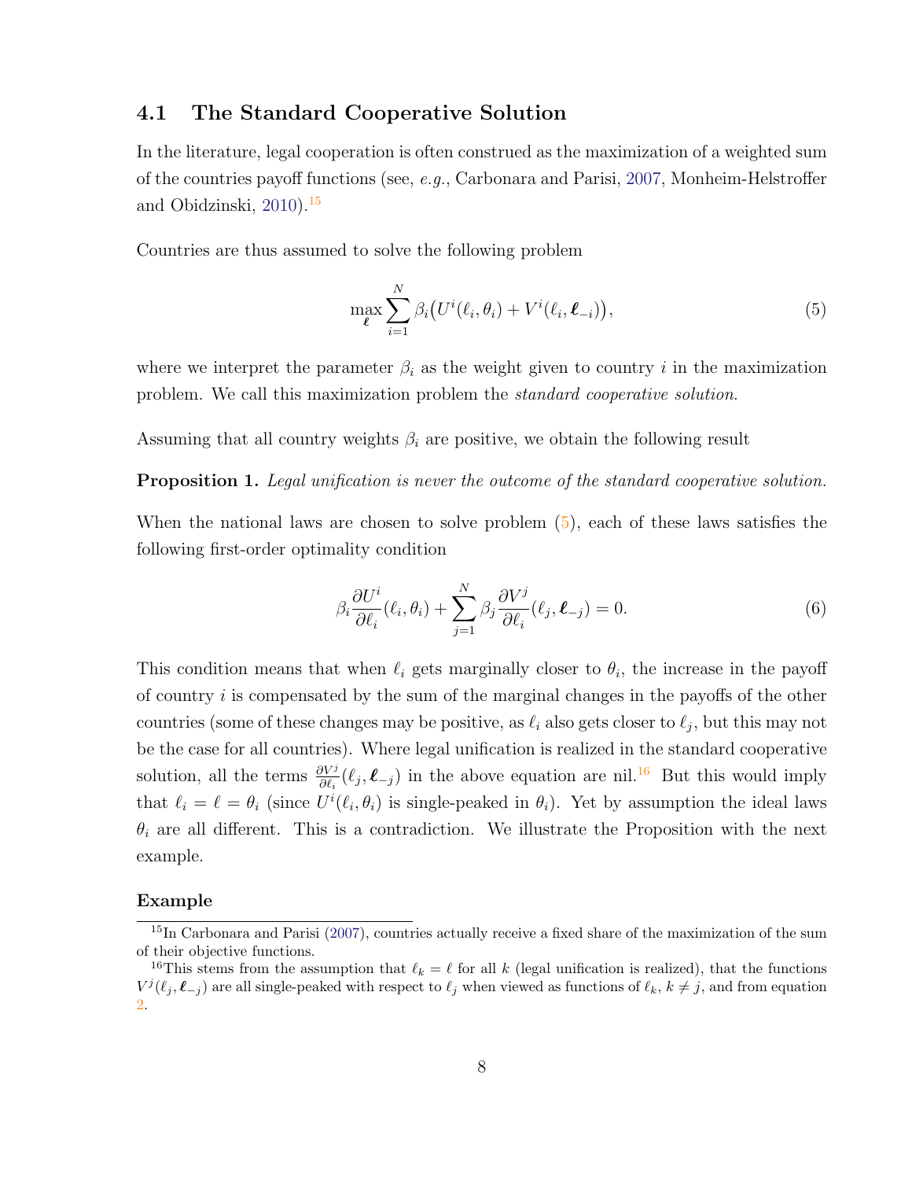## 4.1 The Standard Cooperative Solution

In the literature, legal cooperation is often construed as the maximization of a weighted sum of the countries payoff functions (see, *e.g.*, Carbonara and Parisi, 2007, Monheim-Helstroffer and Obidzinski, 2010).[15]

Countries are thus assumed to solve the following problem

$$\max_{\boldsymbol{\ell}} \sum_{i=1}^{N} \beta_i \big( U^i(\ell_i, \theta_i) + V^i(\ell_i, \boldsymbol{\ell}_{-i}) \big), \tag{5}$$

where we interpret the parameter $\beta_i$ as the weight given to country $i$ in the maximization problem. We call this maximization problem the *standard cooperative solution*.

Assuming that all country weights $\beta_i$ are positive, we obtain the following result

**Proposition 1.** *Legal unification is never the outcome of the standard cooperative solution.*

When the national laws are chosen to solve problem (5), each of these laws satisfies the following first-order optimality condition

$$\beta_i \frac{\partial U^i}{\partial \ell_i}(\ell_i, \theta_i) + \sum_{j=1}^{N} \beta_j \frac{\partial V^j}{\partial \ell_i}(\ell_j, \boldsymbol{\ell}_{-j}) = 0. \tag{6}$$

This condition means that when $\ell_i$ gets marginally closer to $\theta_i$, the increase in the payoff of country $i$ is compensated by the sum of the marginal changes in the payoffs of the other countries (some of these changes may be positive, as $\ell_i$ also gets closer to $\ell_j$, but this may not be the case for all countries). Where legal unification is realized in the standard cooperative solution, all the terms $\frac{\partial V^j}{\partial \ell_i}(\ell_j, \boldsymbol{\ell}_{-j})$ in the above equation are nil.[16] But this would imply that $\ell_i = \ell = \theta_i$ (since $U^i(\ell_i, \theta_i)$ is single-peaked in $\theta_i$). Yet by assumption the ideal laws $\theta_i$ are all different. This is a contradiction. We illustrate the Proposition with the next example.

#### Example

[15] In Carbonara and Parisi (2007), countries actually receive a fixed share of the maximization of the sum of their objective functions.

[16] This stems from the assumption that $\ell_k = \ell$ for all $k$ (legal unification is realized), that the functions $V^j(\ell_j, \boldsymbol{\ell}_{-j})$ are all single-peaked with respect to $\ell_j$ when viewed as functions of $\ell_k$, $k \neq j$, and from equation 2.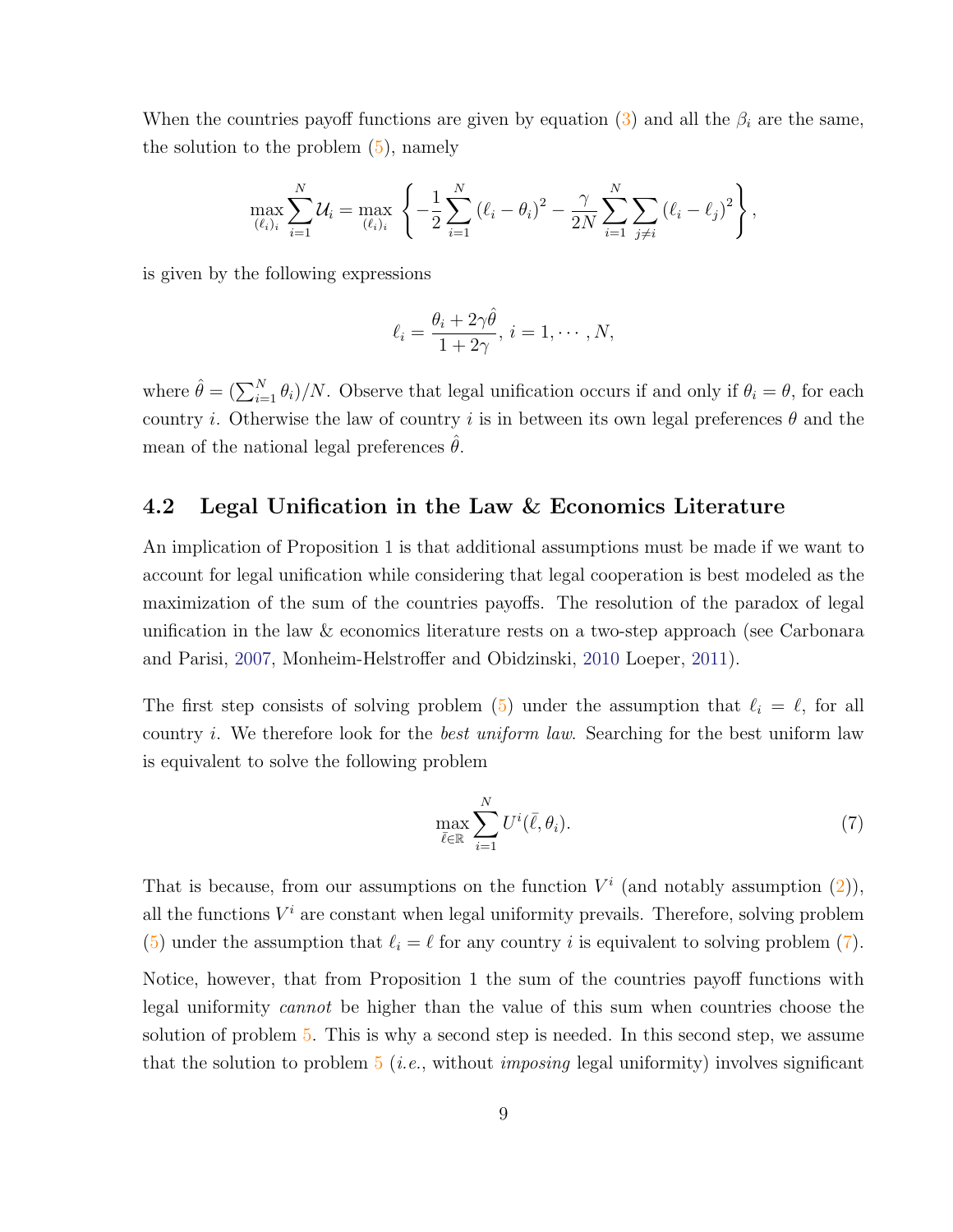When the countries payoff functions are given by equation (3) and all the $\beta_i$ are the same, the solution to the problem (5), namely

$$\max_{(\ell_i)_i} \sum_{i=1}^{N} \mathcal{U}_i = \max_{(\ell_i)_i} \left\{ -\frac{1}{2} \sum_{i=1}^{N} (\ell_i - \theta_i)^2 - \frac{\gamma}{2N} \sum_{i=1}^{N} \sum_{j \neq i} (\ell_i - \ell_j)^2 \right\},$$

is given by the following expressions

$$\ell_i = \frac{\theta_i + 2\gamma \hat{\theta}}{1 + 2\gamma}, \; i = 1, \cdots, N,$$

where $\hat{\theta} = (\sum_{i=1}^{N} \theta_i)/N$. Observe that legal unification occurs if and only if $\theta_i = \theta$, for each country $i$. Otherwise the law of country $i$ is in between its own legal preferences $\theta$ and the mean of the national legal preferences $\hat{\theta}$.

## 4.2 Legal Unification in the Law & Economics Literature

An implication of Proposition 1 is that additional assumptions must be made if we want to account for legal unification while considering that legal cooperation is best modeled as the maximization of the sum of the countries payoffs. The resolution of the paradox of legal unification in the law & economics literature rests on a two-step approach (see Carbonara and Parisi, 2007, Monheim-Helstroffer and Obidzinski, 2010 Loeper, 2011).

The first step consists of solving problem (5) under the assumption that $\ell_i = \ell$, for all country $i$. We therefore look for the *best uniform law*. Searching for the best uniform law is equivalent to solve the following problem

$$\max_{\bar{\ell} \in \mathbb{R}} \sum_{i=1}^{N} U^i(\bar{\ell}, \theta_i). \tag{7}$$

That is because, from our assumptions on the function $V^i$ (and notably assumption (2)), all the functions $V^i$ are constant when legal uniformity prevails. Therefore, solving problem (5) under the assumption that $\ell_i = \ell$ for any country $i$ is equivalent to solving problem (7).

Notice, however, that from Proposition 1 the sum of the countries payoff functions with legal uniformity *cannot* be higher than the value of this sum when countries choose the solution of problem 5. This is why a second step is needed. In this second step, we assume that the solution to problem 5 (*i.e.*, without *imposing* legal uniformity) involves significant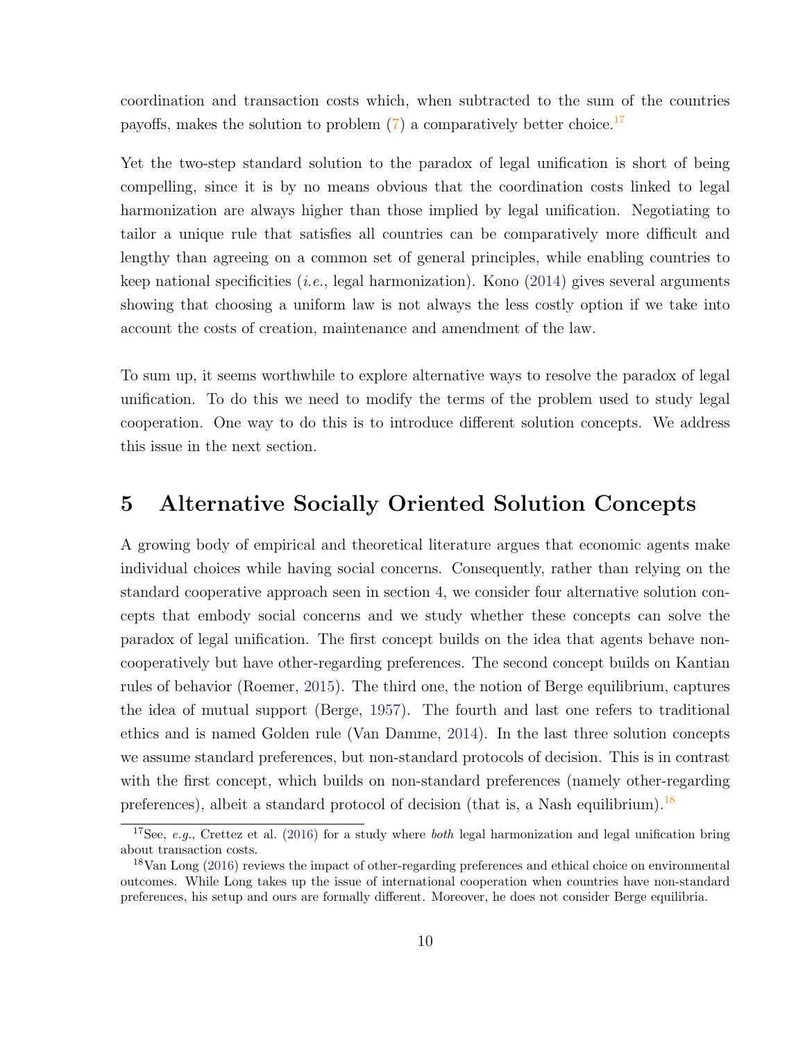coordination and transaction costs which, when subtracted to the sum of the countries payoffs, makes the solution to problem (7) a comparatively better choice.[17]

Yet the two-step standard solution to the paradox of legal unification is short of being compelling, since it is by no means obvious that the coordination costs linked to legal harmonization are always higher than those implied by legal unification. Negotiating to tailor a unique rule that satisfies all countries can be comparatively more difficult and lengthy than agreeing on a common set of general principles, while enabling countries to keep national specificities (*i.e.*, legal harmonization). Kono (2014) gives several arguments showing that choosing a uniform law is not always the less costly option if we take into account the costs of creation, maintenance and amendment of the law.

To sum up, it seems worthwhile to explore alternative ways to resolve the paradox of legal unification. To do this we need to modify the terms of the problem used to study legal cooperation. One way to do this is to introduce different solution concepts. We address this issue in the next section.

## 5 Alternative Socially Oriented Solution Concepts

A growing body of empirical and theoretical literature argues that economic agents make individual choices while having social concerns. Consequently, rather than relying on the standard cooperative approach seen in section 4, we consider four alternative solution concepts that embody social concerns and we study whether these concepts can solve the paradox of legal unification. The first concept builds on the idea that agents behave non-cooperatively but have other-regarding preferences. The second concept builds on Kantian rules of behavior (Roemer, 2015). The third one, the notion of Berge equilibrium, captures the idea of mutual support (Berge, 1957). The fourth and last one refers to traditional ethics and is named Golden rule (Van Damme, 2014). In the last three solution concepts we assume standard preferences, but non-standard protocols of decision. This is in contrast with the first concept, which builds on non-standard preferences (namely other-regarding preferences), albeit a standard protocol of decision (that is, a Nash equilibrium).[18]

[17] See, *e.g.*, Crettez et al. (2016) for a study where *both* legal harmonization and legal unification bring about transaction costs.

[18] Van Long (2016) reviews the impact of other-regarding preferences and ethical choice on environmental outcomes. While Long takes up the issue of international cooperation when countries have non-standard preferences, his setup and ours are formally different. Moreover, he does not consider Berge equilibria.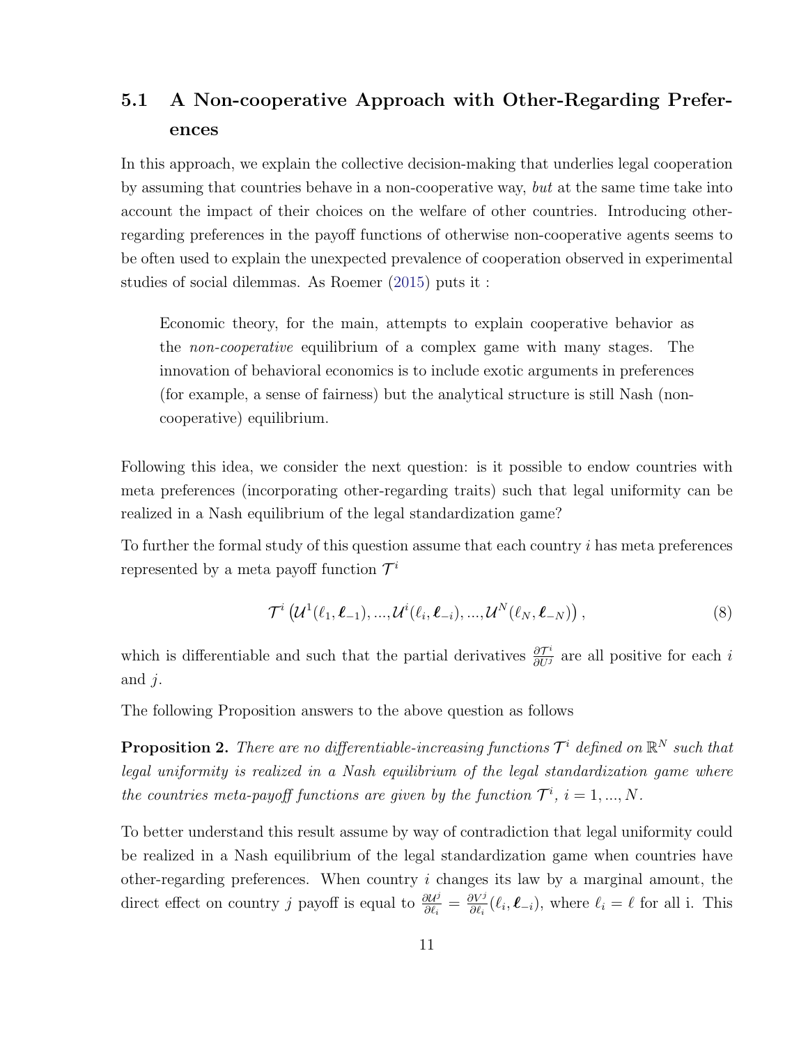### 5.1 A Non-cooperative Approach with Other-Regarding Preferences

In this approach, we explain the collective decision-making that underlies legal cooperation by assuming that countries behave in a non-cooperative way, *but* at the same time take into account the impact of their choices on the welfare of other countries. Introducing other-regarding preferences in the payoff functions of otherwise non-cooperative agents seems to be often used to explain the unexpected prevalence of cooperation observed in experimental studies of social dilemmas. As Roemer (2015) puts it :

> Economic theory, for the main, attempts to explain cooperative behavior as the *non-cooperative* equilibrium of a complex game with many stages. The innovation of behavioral economics is to include exotic arguments in preferences (for example, a sense of fairness) but the analytical structure is still Nash (non-cooperative) equilibrium.

Following this idea, we consider the next question: is it possible to endow countries with meta preferences (incorporating other-regarding traits) such that legal uniformity can be realized in a Nash equilibrium of the legal standardization game?

To further the formal study of this question assume that each country $i$ has meta preferences represented by a meta payoff function $\mathcal{T}^i$

$$\mathcal{T}^i\left(\mathcal{U}^1(\ell_1, \boldsymbol{\ell}_{-1}), ..., \mathcal{U}^i(\ell_i, \boldsymbol{\ell}_{-i}), ..., \mathcal{U}^N(\ell_N, \boldsymbol{\ell}_{-N})\right), \tag{8}$$

which is differentiable and such that the partial derivatives $\frac{\partial \mathcal{T}^i}{\partial U^j}$ are all positive for each $i$ and $j$.

The following Proposition answers to the above question as follows

**Proposition 2.** *There are no differentiable-increasing functions $\mathcal{T}^i$ defined on $\mathbb{R}^N$ such that legal uniformity is realized in a Nash equilibrium of the legal standardization game where the countries meta-payoff functions are given by the function $\mathcal{T}^i$, $i = 1, ..., N$.*

To better understand this result assume by way of contradiction that legal uniformity could be realized in a Nash equilibrium of the legal standardization game when countries have other-regarding preferences. When country $i$ changes its law by a marginal amount, the direct effect on country $j$ payoff is equal to $\frac{\partial \mathcal{U}^j}{\partial \ell_i} = \frac{\partial V^j}{\partial \ell_i}(\ell_i, \boldsymbol{\ell}_{-i})$, where $\ell_i = \ell$ for all i. This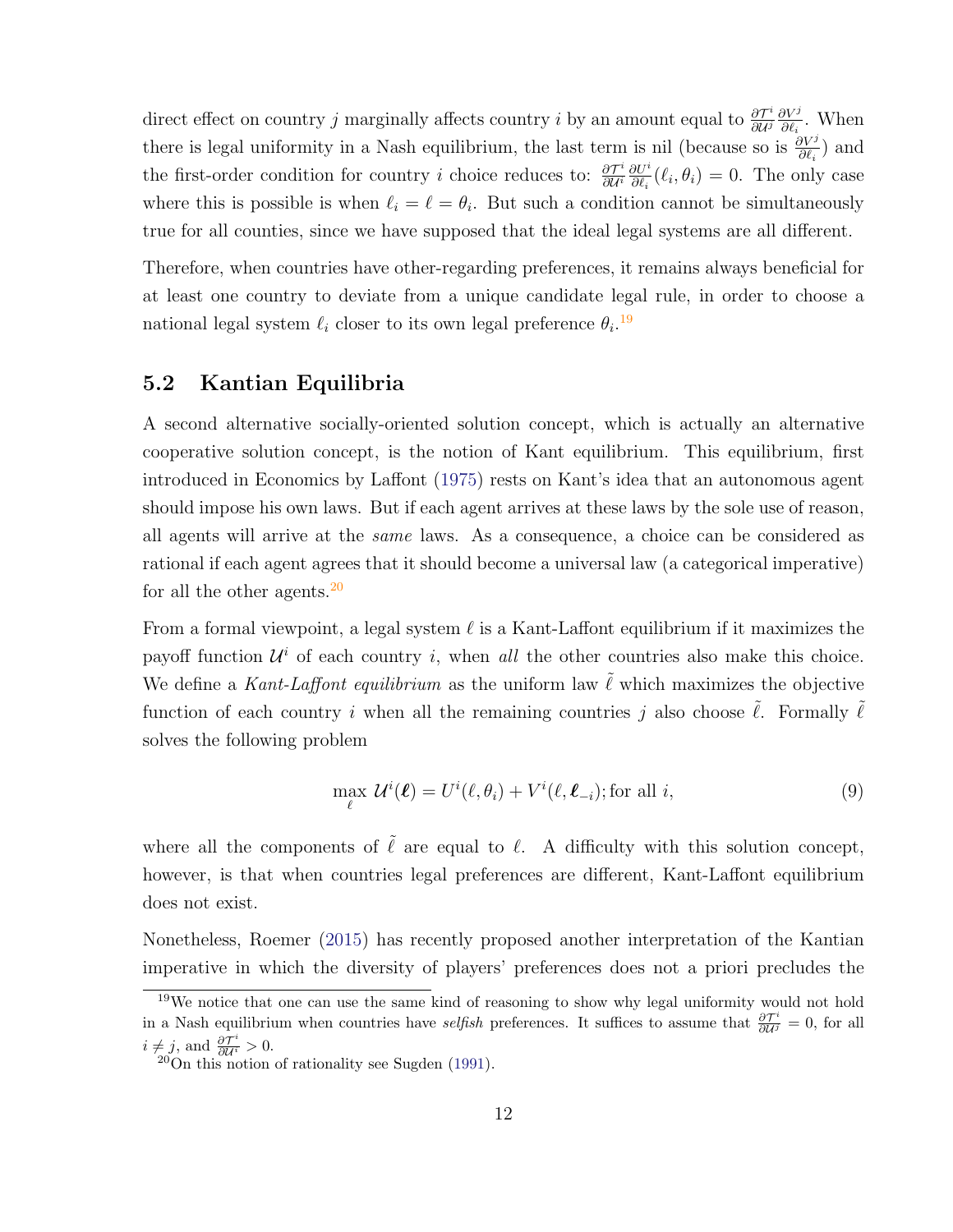direct effect on country $j$ marginally affects country $i$ by an amount equal to $\frac{\partial \mathcal{T}^i}{\partial \mathcal{U}^j} \frac{\partial V^j}{\partial \ell_i}$. When there is legal uniformity in a Nash equilibrium, the last term is nil (because so is $\frac{\partial V^j}{\partial \ell_i}$) and the first-order condition for country $i$ choice reduces to: $\frac{\partial \mathcal{T}^i}{\partial \mathcal{U}^i} \frac{\partial U^i}{\partial \ell_i}(\ell_i, \theta_i) = 0$. The only case where this is possible is when $\ell_i = \ell = \theta_i$. But such a condition cannot be simultaneously true for all counties, since we have supposed that the ideal legal systems are all different.

Therefore, when countries have other-regarding preferences, it remains always beneficial for at least one country to deviate from a unique candidate legal rule, in order to choose a national legal system $\ell_i$ closer to its own legal preference $\theta_i$.[19]

## 5.2 Kantian Equilibria

A second alternative socially-oriented solution concept, which is actually an alternative cooperative solution concept, is the notion of Kant equilibrium. This equilibrium, first introduced in Economics by Laffont (1975) rests on Kant's idea that an autonomous agent should impose his own laws. But if each agent arrives at these laws by the sole use of reason, all agents will arrive at the *same* laws. As a consequence, a choice can be considered as rational if each agent agrees that it should become a universal law (a categorical imperative) for all the other agents.[20]

From a formal viewpoint, a legal system $\ell$ is a Kant-Laffont equilibrium if it maximizes the payoff function $\mathcal{U}^i$ of each country $i$, when *all* the other countries also make this choice. We define a *Kant-Laffont equilibrium* as the uniform law $\tilde{\ell}$ which maximizes the objective function of each country $i$ when all the remaining countries $j$ also choose $\tilde{\ell}$. Formally $\tilde{\ell}$ solves the following problem

$$\max_{\ell} \mathcal{U}^i(\boldsymbol{\ell}) = U^i(\ell, \theta_i) + V^i(\ell, \boldsymbol{\ell}_{-i}); \text{for all } i, \tag{9}$$

where all the components of $\tilde{\ell}$ are equal to $\ell$. A difficulty with this solution concept, however, is that when countries legal preferences are different, Kant-Laffont equilibrium does not exist.

Nonetheless, Roemer (2015) has recently proposed another interpretation of the Kantian imperative in which the diversity of players' preferences does not a priori precludes the

[19] We notice that one can use the same kind of reasoning to show why legal uniformity would not hold in a Nash equilibrium when countries have *selfish* preferences. It suffices to assume that $\frac{\partial \mathcal{T}^i}{\partial \mathcal{U}^j} = 0$, for all $i \neq j$, and $\frac{\partial \mathcal{T}^i}{\partial \mathcal{U}^i} > 0$.

[20] On this notion of rationality see Sugden (1991).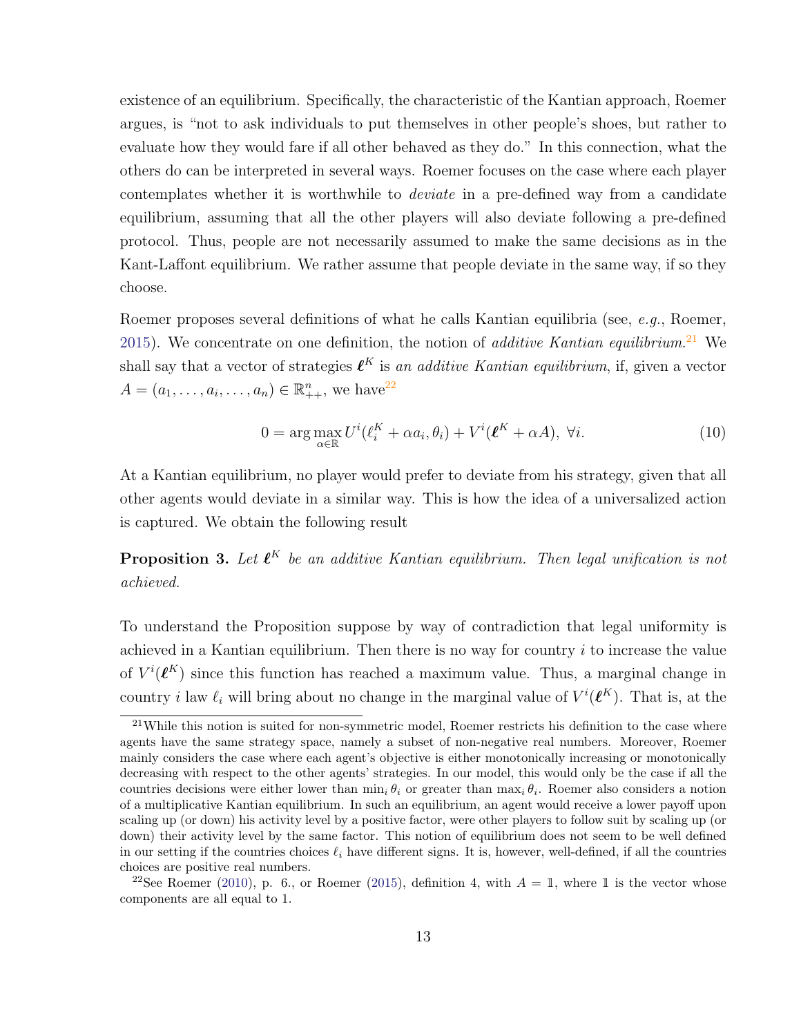existence of an equilibrium. Specifically, the characteristic of the Kantian approach, Roemer argues, is "not to ask individuals to put themselves in other people's shoes, but rather to evaluate how they would fare if all other behaved as they do." In this connection, what the others do can be interpreted in several ways. Roemer focuses on the case where each player contemplates whether it is worthwhile to *deviate* in a pre-defined way from a candidate equilibrium, assuming that all the other players will also deviate following a pre-defined protocol. Thus, people are not necessarily assumed to make the same decisions as in the Kant-Laffont equilibrium. We rather assume that people deviate in the same way, if so they choose.

Roemer proposes several definitions of what he calls Kantian equilibria (see, *e.g.*, Roemer, 2015). We concentrate on one definition, the notion of *additive Kantian equilibrium*.[21] We shall say that a vector of strategies $\boldsymbol{\ell}^K$ is *an additive Kantian equilibrium*, if, given a vector $A = (a_1, \ldots, a_i, \ldots, a_n) \in \mathbb{R}^n_{++}$, we have[22]

$$0 = \arg\max_{\alpha \in \mathbb{R}} U^i(\ell_i^K + \alpha a_i, \theta_i) + V^i(\boldsymbol{\ell}^K + \alpha A),\ \forall i. \tag{10}$$

At a Kantian equilibrium, no player would prefer to deviate from his strategy, given that all other agents would deviate in a similar way. This is how the idea of a universalized action is captured. We obtain the following result

**Proposition 3.** *Let $\boldsymbol{\ell}^K$ be an additive Kantian equilibrium. Then legal unification is not achieved.*

To understand the Proposition suppose by way of contradiction that legal uniformity is achieved in a Kantian equilibrium. Then there is no way for country $i$ to increase the value of $V^i(\boldsymbol{\ell}^K)$ since this function has reached a maximum value. Thus, a marginal change in country $i$ law $\ell_i$ will bring about no change in the marginal value of $V^i(\boldsymbol{\ell}^K)$. That is, at the

---

[21] While this notion is suited for non-symmetric model, Roemer restricts his definition to the case where agents have the same strategy space, namely a subset of non-negative real numbers. Moreover, Roemer mainly considers the case where each agent's objective is either monotonically increasing or monotonically decreasing with respect to the other agents' strategies. In our model, this would only be the case if all the countries decisions were either lower than $\min_i \theta_i$ or greater than $\max_i \theta_i$. Roemer also considers a notion of a multiplicative Kantian equilibrium. In such an equilibrium, an agent would receive a lower payoff upon scaling up (or down) his activity level by a positive factor, were other players to follow suit by scaling up (or down) their activity level by the same factor. This notion of equilibrium does not seem to be well defined in our setting if the countries choices $\ell_i$ have different signs. It is, however, well-defined, if all the countries choices are positive real numbers.

[22] See Roemer (2010), p. 6., or Roemer (2015), definition 4, with $A = \mathbb{1}$, where $\mathbb{1}$ is the vector whose components are all equal to 1.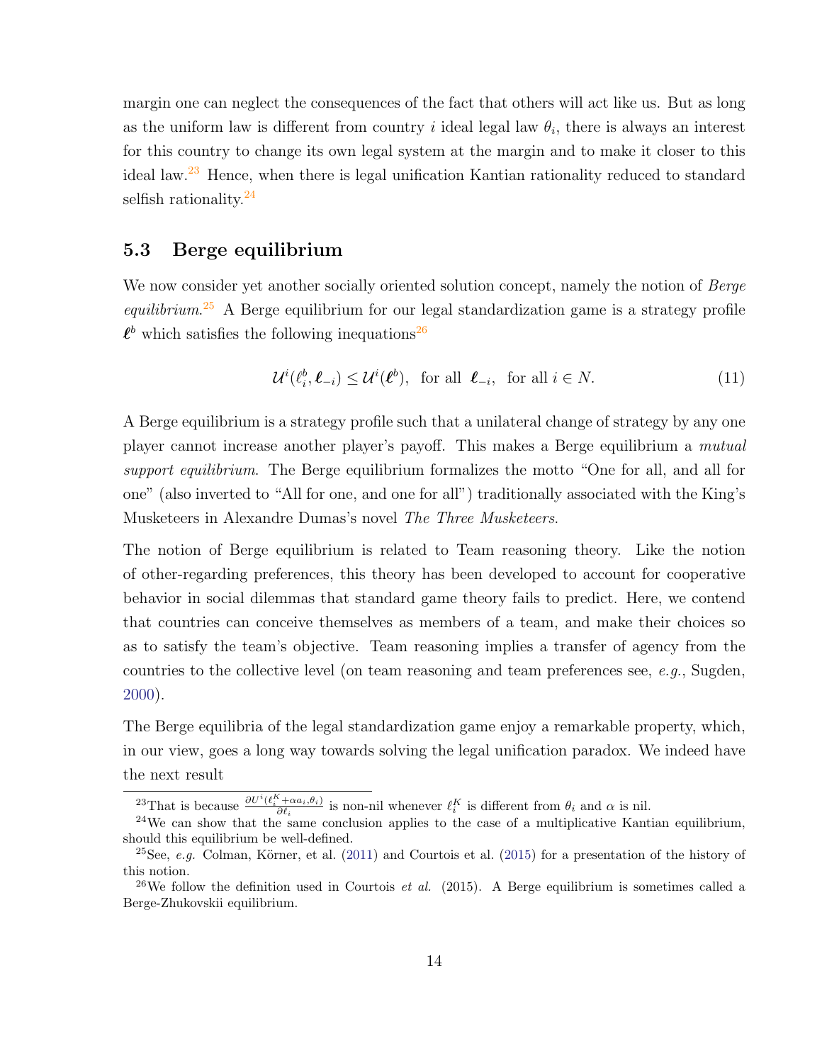margin one can neglect the consequences of the fact that others will act like us. But as long as the uniform law is different from country $i$ ideal legal law $\theta_i$, there is always an interest for this country to change its own legal system at the margin and to make it closer to this ideal law.[23] Hence, when there is legal unification Kantian rationality reduced to standard selfish rationality.[24]

### 5.3 Berge equilibrium

We now consider yet another socially oriented solution concept, namely the notion of *Berge equilibrium*.[25] A Berge equilibrium for our legal standardization game is a strategy profile $\boldsymbol{\ell}^b$ which satisfies the following inequations[26]

$$\mathcal{U}^i(\ell_i^b, \boldsymbol{\ell}_{-i}) \leq \mathcal{U}^i(\boldsymbol{\ell}^b), \text{ for all } \boldsymbol{\ell}_{-i}, \text{ for all } i \in N. \tag{11}$$

A Berge equilibrium is a strategy profile such that a unilateral change of strategy by any one player cannot increase another player's payoff. This makes a Berge equilibrium a *mutual support equilibrium*. The Berge equilibrium formalizes the motto "One for all, and all for one" (also inverted to "All for one, and one for all") traditionally associated with the King's Musketeers in Alexandre Dumas's novel *The Three Musketeers*.

The notion of Berge equilibrium is related to Team reasoning theory. Like the notion of other-regarding preferences, this theory has been developed to account for cooperative behavior in social dilemmas that standard game theory fails to predict. Here, we contend that countries can conceive themselves as members of a team, and make their choices so as to satisfy the team's objective. Team reasoning implies a transfer of agency from the countries to the collective level (on team reasoning and team preferences see, *e.g.*, Sugden, 2000).

The Berge equilibria of the legal standardization game enjoy a remarkable property, which, in our view, goes a long way towards solving the legal unification paradox. We indeed have the next result

---

[23] That is because $\frac{\partial U^i(\ell_i^K + \alpha a_i, \theta_i)}{\partial \ell_i}$ is non-nil whenever $\ell_i^K$ is different from $\theta_i$ and $\alpha$ is nil.

[24] We can show that the same conclusion applies to the case of a multiplicative Kantian equilibrium, should this equilibrium be well-defined.

[25] See, *e.g.* Colman, Körner, et al. (2011) and Courtois et al. (2015) for a presentation of the history of this notion.

[26] We follow the definition used in Courtois *et al.* (2015). A Berge equilibrium is sometimes called a Berge-Zhukovskii equilibrium.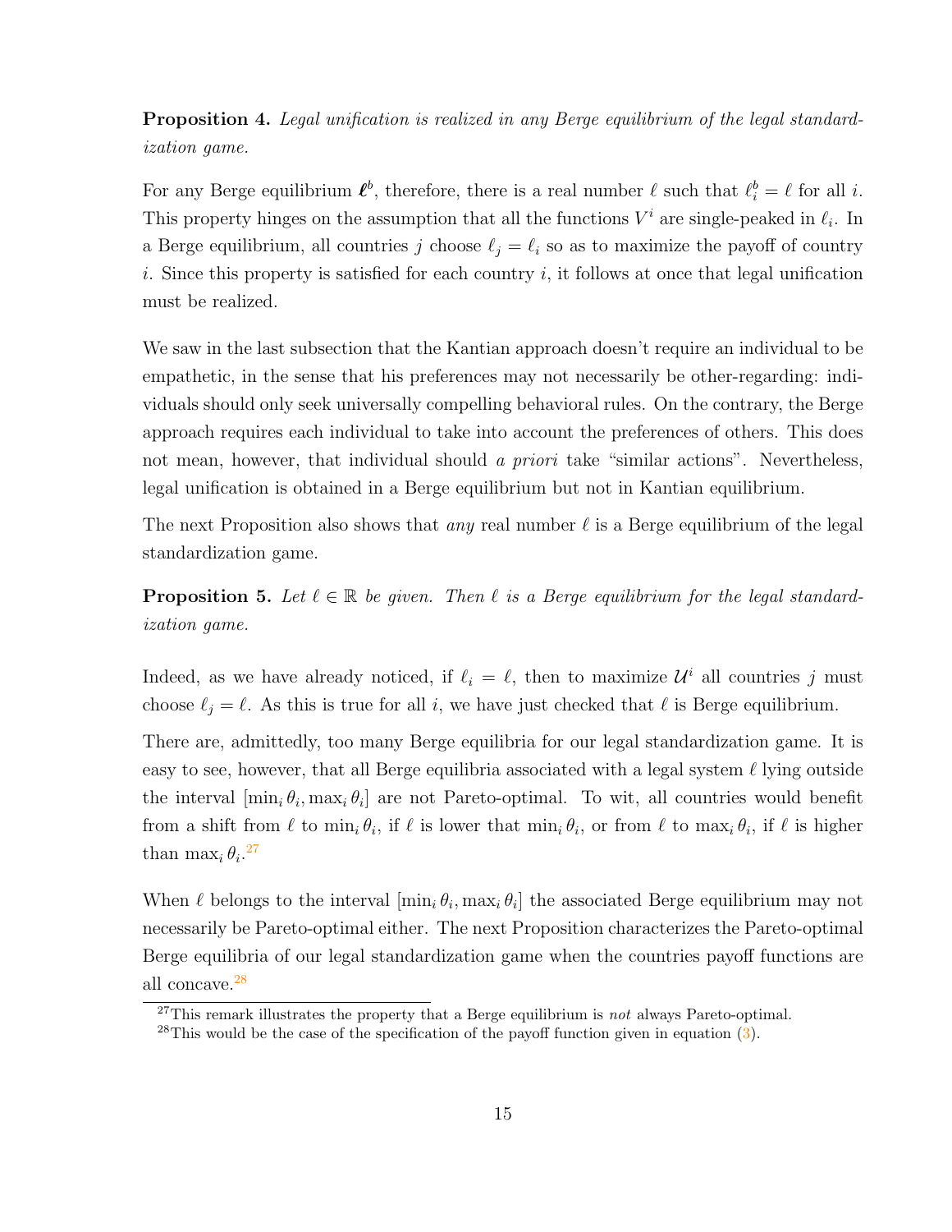**Proposition 4.** *Legal unification is realized in any Berge equilibrium of the legal standardization game.*

For any Berge equilibrium $\boldsymbol{\ell}^b$, therefore, there is a real number $\ell$ such that $\ell_i^b = \ell$ for all $i$. This property hinges on the assumption that all the functions $V^i$ are single-peaked in $\ell_i$. In a Berge equilibrium, all countries $j$ choose $\ell_j = \ell_i$ so as to maximize the payoff of country $i$. Since this property is satisfied for each country $i$, it follows at once that legal unification must be realized.

We saw in the last subsection that the Kantian approach doesn't require an individual to be empathetic, in the sense that his preferences may not necessarily be other-regarding: individuals should only seek universally compelling behavioral rules. On the contrary, the Berge approach requires each individual to take into account the preferences of others. This does not mean, however, that individual should *a priori* take "similar actions". Nevertheless, legal unification is obtained in a Berge equilibrium but not in Kantian equilibrium.

The next Proposition also shows that *any* real number $\ell$ is a Berge equilibrium of the legal standardization game.

**Proposition 5.** *Let $\ell \in \mathbb{R}$ be given. Then $\ell$ is a Berge equilibrium for the legal standardization game.*

Indeed, as we have already noticed, if $\ell_i = \ell$, then to maximize $\mathcal{U}^i$ all countries $j$ must choose $\ell_j = \ell$. As this is true for all $i$, we have just checked that $\ell$ is Berge equilibrium.

There are, admittedly, too many Berge equilibria for our legal standardization game. It is easy to see, however, that all Berge equilibria associated with a legal system $\ell$ lying outside the interval $[\min_i \theta_i, \max_i \theta_i]$ are not Pareto-optimal. To wit, all countries would benefit from a shift from $\ell$ to $\min_i \theta_i$, if $\ell$ is lower that $\min_i \theta_i$, or from $\ell$ to $\max_i \theta_i$, if $\ell$ is higher than $\max_i \theta_i$.[27]

When $\ell$ belongs to the interval $[\min_i \theta_i, \max_i \theta_i]$ the associated Berge equilibrium may not necessarily be Pareto-optimal either. The next Proposition characterizes the Pareto-optimal Berge equilibria of our legal standardization game when the countries payoff functions are all concave.[28]

[27] This remark illustrates the property that a Berge equilibrium is *not* always Pareto-optimal.

[28] This would be the case of the specification of the payoff function given in equation (3).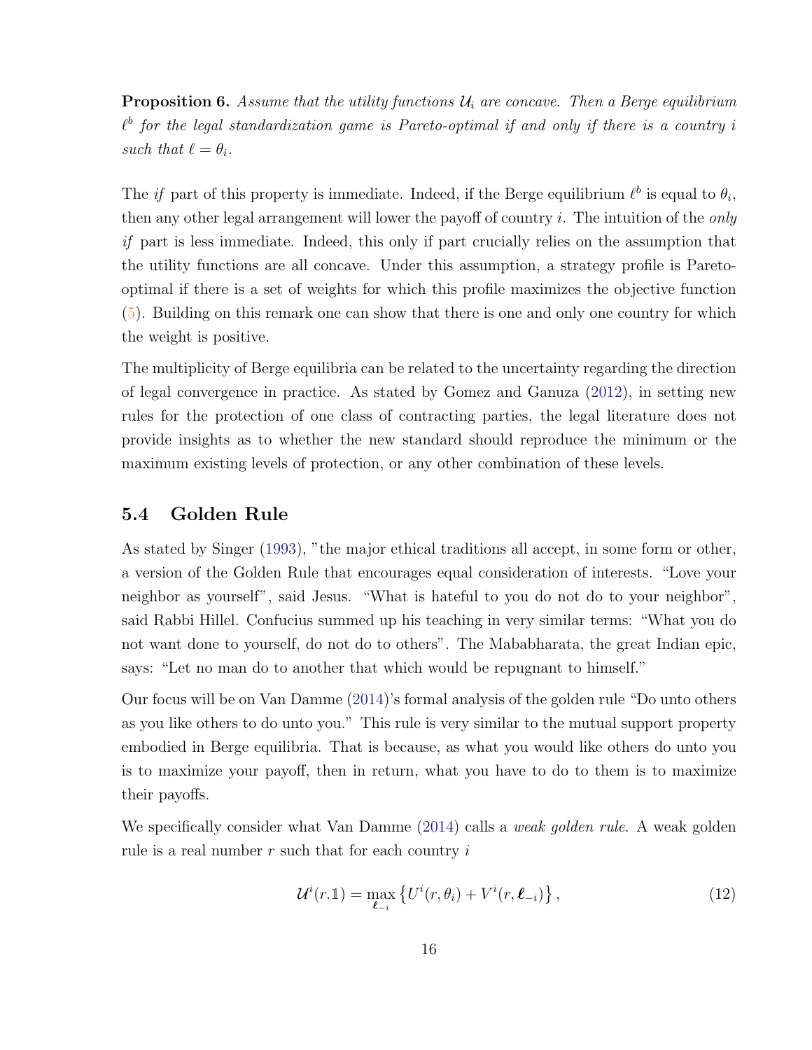**Proposition 6.** *Assume that the utility functions $\mathcal{U}_i$ are concave. Then a Berge equilibrium $\ell^b$ for the legal standardization game is Pareto-optimal if and only if there is a country $i$ such that $\ell = \theta_i$.*

The *if* part of this property is immediate. Indeed, if the Berge equilibrium $\ell^b$ is equal to $\theta_i$, then any other legal arrangement will lower the payoff of country $i$. The intuition of the *only if* part is less immediate. Indeed, this only if part crucially relies on the assumption that the utility functions are all concave. Under this assumption, a strategy profile is Pareto-optimal if there is a set of weights for which this profile maximizes the objective function (5). Building on this remark one can show that there is one and only one country for which the weight is positive.

The multiplicity of Berge equilibria can be related to the uncertainty regarding the direction of legal convergence in practice. As stated by Gomez and Ganuza (2012), in setting new rules for the protection of one class of contracting parties, the legal literature does not provide insights as to whether the new standard should reproduce the minimum or the maximum existing levels of protection, or any other combination of these levels.

## 5.4 Golden Rule

As stated by Singer (1993), "the major ethical traditions all accept, in some form or other, a version of the Golden Rule that encourages equal consideration of interests. "Love your neighbor as yourself", said Jesus. "What is hateful to you do not do to your neighbor", said Rabbi Hillel. Confucius summed up his teaching in very similar terms: "What you do not want done to yourself, do not do to others". The Mababharata, the great Indian epic, says: "Let no man do to another that which would be repugnant to himself."

Our focus will be on Van Damme (2014)'s formal analysis of the golden rule "Do unto others as you like others to do unto you." This rule is very similar to the mutual support property embodied in Berge equilibria. That is because, as what you would like others do unto you is to maximize your payoff, then in return, what you have to do to them is to maximize their payoffs.

We specifically consider what Van Damme (2014) calls a *weak golden rule*. A weak golden rule is a real number $r$ such that for each country $i$

$$\mathcal{U}^i(r.\mathbb{1}) = \max_{\boldsymbol{\ell}_{-i}} \left\{ U^i(r, \theta_i) + V^i(r, \boldsymbol{\ell}_{-i}) \right\}, \tag{12}$$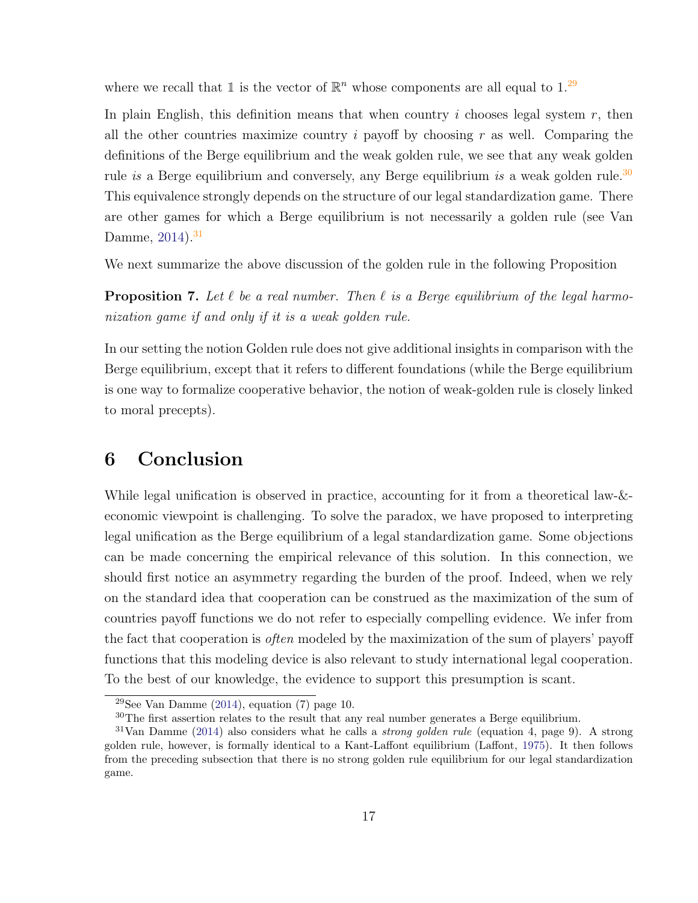where we recall that $\mathbb{1}$ is the vector of $\mathbb{R}^n$ whose components are all equal to 1.[29]

In plain English, this definition means that when country $i$ chooses legal system $r$, then all the other countries maximize country $i$ payoff by choosing $r$ as well. Comparing the definitions of the Berge equilibrium and the weak golden rule, we see that any weak golden rule *is* a Berge equilibrium and conversely, any Berge equilibrium *is* a weak golden rule.[30] This equivalence strongly depends on the structure of our legal standardization game. There are other games for which a Berge equilibrium is not necessarily a golden rule (see Van Damme, 2014).[31]

We next summarize the above discussion of the golden rule in the following Proposition

**Proposition 7.** *Let $\ell$ be a real number. Then $\ell$ is a Berge equilibrium of the legal harmonization game if and only if it is a weak golden rule.*

In our setting the notion Golden rule does not give additional insights in comparison with the Berge equilibrium, except that it refers to different foundations (while the Berge equilibrium is one way to formalize cooperative behavior, the notion of weak-golden rule is closely linked to moral precepts).

# 6 Conclusion

While legal unification is observed in practice, accounting for it from a theoretical law-&-economic viewpoint is challenging. To solve the paradox, we have proposed to interpreting legal unification as the Berge equilibrium of a legal standardization game. Some objections can be made concerning the empirical relevance of this solution. In this connection, we should first notice an asymmetry regarding the burden of the proof. Indeed, when we rely on the standard idea that cooperation can be construed as the maximization of the sum of countries payoff functions we do not refer to especially compelling evidence. We infer from the fact that cooperation is *often* modeled by the maximization of the sum of players' payoff functions that this modeling device is also relevant to study international legal cooperation. To the best of our knowledge, the evidence to support this presumption is scant.

[29] See Van Damme (2014), equation (7) page 10.

[30] The first assertion relates to the result that any real number generates a Berge equilibrium.

[31] Van Damme (2014) also considers what he calls a *strong golden rule* (equation 4, page 9). A strong golden rule, however, is formally identical to a Kant-Laffont equilibrium (Laffont, 1975). It then follows from the preceding subsection that there is no strong golden rule equilibrium for our legal standardization game.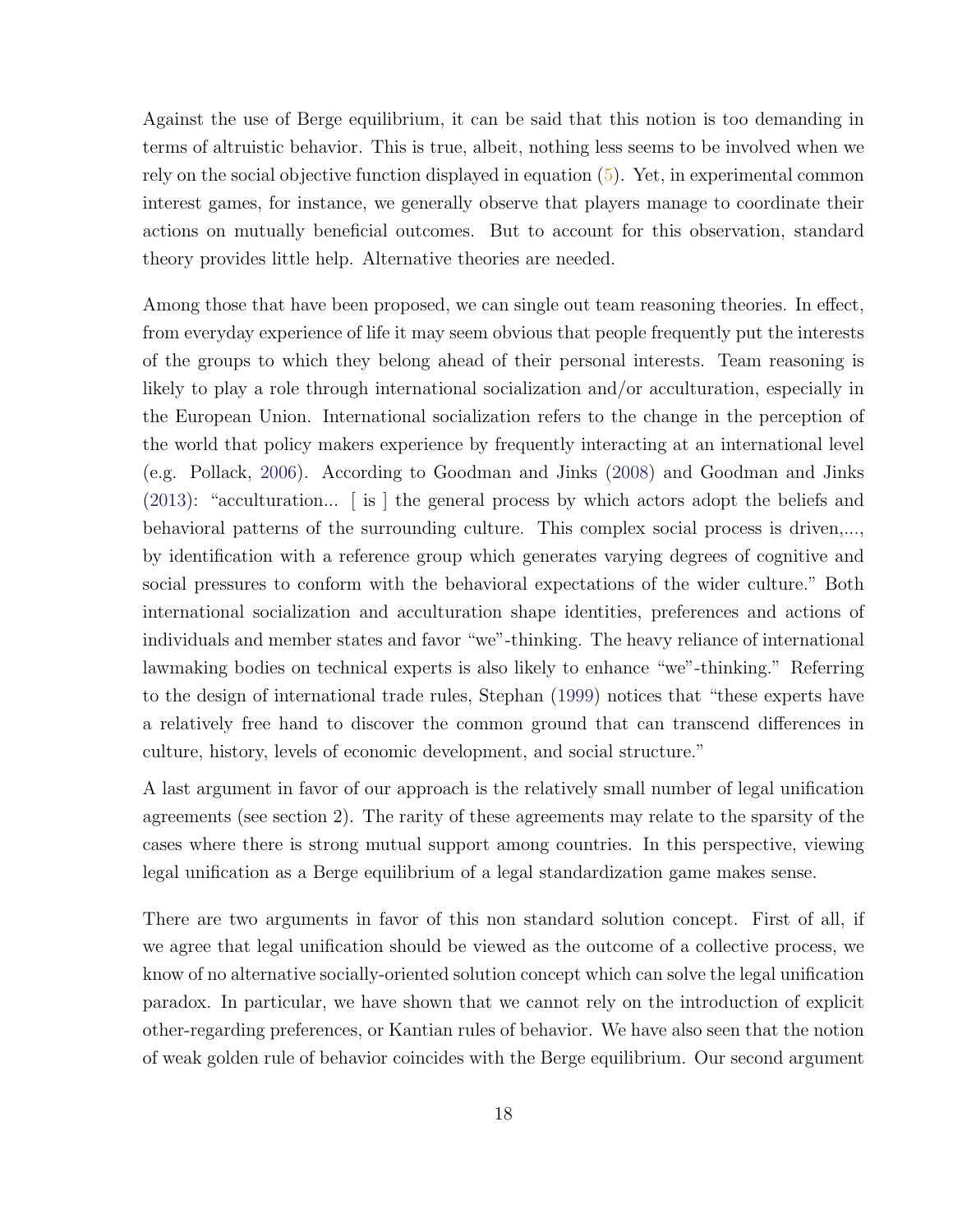Against the use of Berge equilibrium, it can be said that this notion is too demanding in terms of altruistic behavior. This is true, albeit, nothing less seems to be involved when we rely on the social objective function displayed in equation (5). Yet, in experimental common interest games, for instance, we generally observe that players manage to coordinate their actions on mutually beneficial outcomes. But to account for this observation, standard theory provides little help. Alternative theories are needed.

Among those that have been proposed, we can single out team reasoning theories. In effect, from everyday experience of life it may seem obvious that people frequently put the interests of the groups to which they belong ahead of their personal interests. Team reasoning is likely to play a role through international socialization and/or acculturation, especially in the European Union. International socialization refers to the change in the perception of the world that policy makers experience by frequently interacting at an international level (e.g. Pollack, 2006). According to Goodman and Jinks (2008) and Goodman and Jinks (2013): "acculturation... [ is ] the general process by which actors adopt the beliefs and behavioral patterns of the surrounding culture. This complex social process is driven,..., by identification with a reference group which generates varying degrees of cognitive and social pressures to conform with the behavioral expectations of the wider culture." Both international socialization and acculturation shape identities, preferences and actions of individuals and member states and favor "we"-thinking. The heavy reliance of international lawmaking bodies on technical experts is also likely to enhance "we"-thinking." Referring to the design of international trade rules, Stephan (1999) notices that "these experts have a relatively free hand to discover the common ground that can transcend differences in culture, history, levels of economic development, and social structure."

A last argument in favor of our approach is the relatively small number of legal unification agreements (see section 2). The rarity of these agreements may relate to the sparsity of the cases where there is strong mutual support among countries. In this perspective, viewing legal unification as a Berge equilibrium of a legal standardization game makes sense.

There are two arguments in favor of this non standard solution concept. First of all, if we agree that legal unification should be viewed as the outcome of a collective process, we know of no alternative socially-oriented solution concept which can solve the legal unification paradox. In particular, we have shown that we cannot rely on the introduction of explicit other-regarding preferences, or Kantian rules of behavior. We have also seen that the notion of weak golden rule of behavior coincides with the Berge equilibrium. Our second argument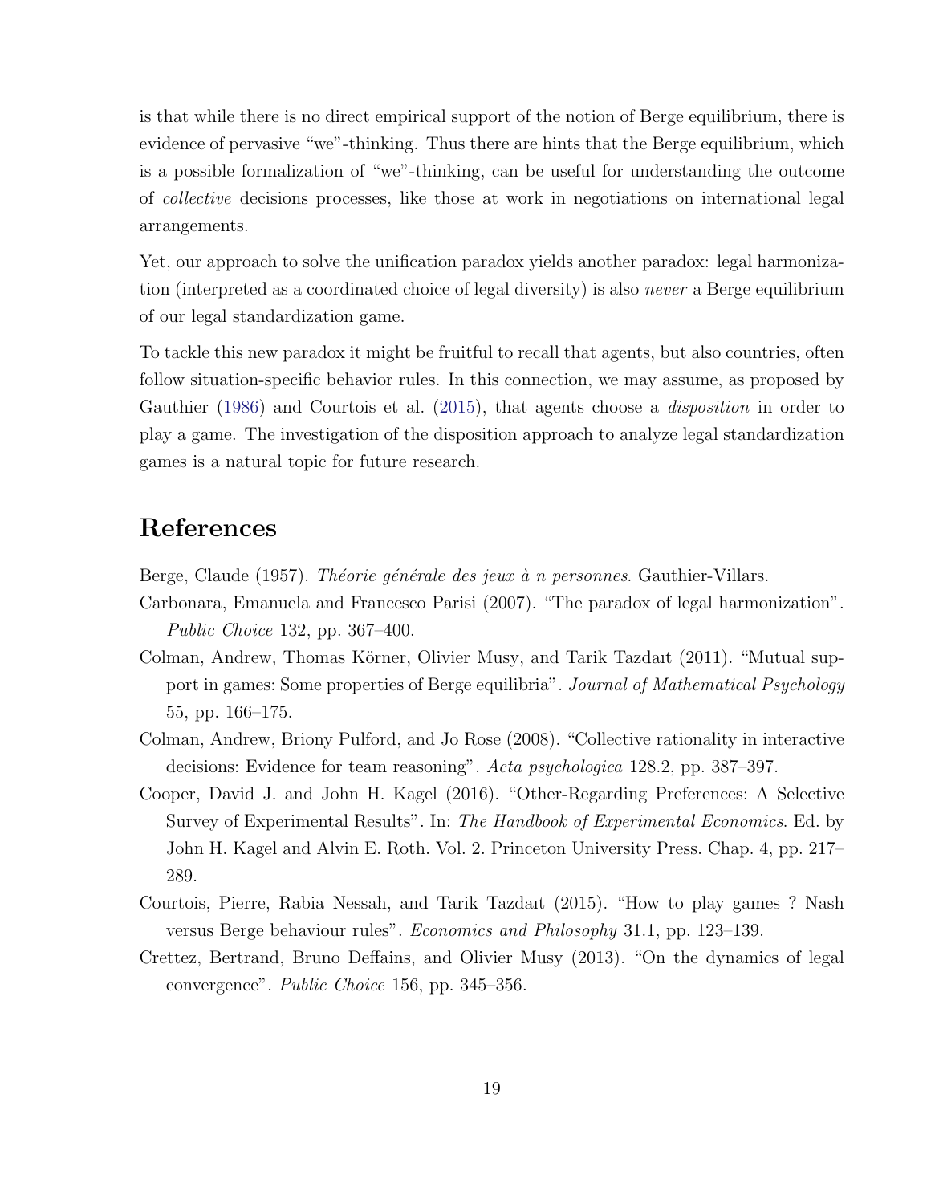is that while there is no direct empirical support of the notion of Berge equilibrium, there is evidence of pervasive "we"-thinking. Thus there are hints that the Berge equilibrium, which is a possible formalization of "we"-thinking, can be useful for understanding the outcome of *collective* decisions processes, like those at work in negotiations on international legal arrangements.

Yet, our approach to solve the unification paradox yields another paradox: legal harmonization (interpreted as a coordinated choice of legal diversity) is also *never* a Berge equilibrium of our legal standardization game.

To tackle this new paradox it might be fruitful to recall that agents, but also countries, often follow situation-specific behavior rules. In this connection, we may assume, as proposed by Gauthier (1986) and Courtois et al. (2015), that agents choose a *disposition* in order to play a game. The investigation of the disposition approach to analyze legal standardization games is a natural topic for future research.

## References

Berge, Claude (1957). *Théorie générale des jeux à n personnes*. Gauthier-Villars.

Carbonara, Emanuela and Francesco Parisi (2007). "The paradox of legal harmonization". *Public Choice* 132, pp. 367–400.

Colman, Andrew, Thomas Körner, Olivier Musy, and Tarik Tazdaıt (2011). "Mutual support in games: Some properties of Berge equilibria". *Journal of Mathematical Psychology* 55, pp. 166–175.

Colman, Andrew, Briony Pulford, and Jo Rose (2008). "Collective rationality in interactive decisions: Evidence for team reasoning". *Acta psychologica* 128.2, pp. 387–397.

Cooper, David J. and John H. Kagel (2016). "Other-Regarding Preferences: A Selective Survey of Experimental Results". In: *The Handbook of Experimental Economics*. Ed. by John H. Kagel and Alvin E. Roth. Vol. 2. Princeton University Press. Chap. 4, pp. 217–289.

Courtois, Pierre, Rabia Nessah, and Tarik Tazdaıt (2015). "How to play games ? Nash versus Berge behaviour rules". *Economics and Philosophy* 31.1, pp. 123–139.

Crettez, Bertrand, Bruno Deffains, and Olivier Musy (2013). "On the dynamics of legal convergence". *Public Choice* 156, pp. 345–356.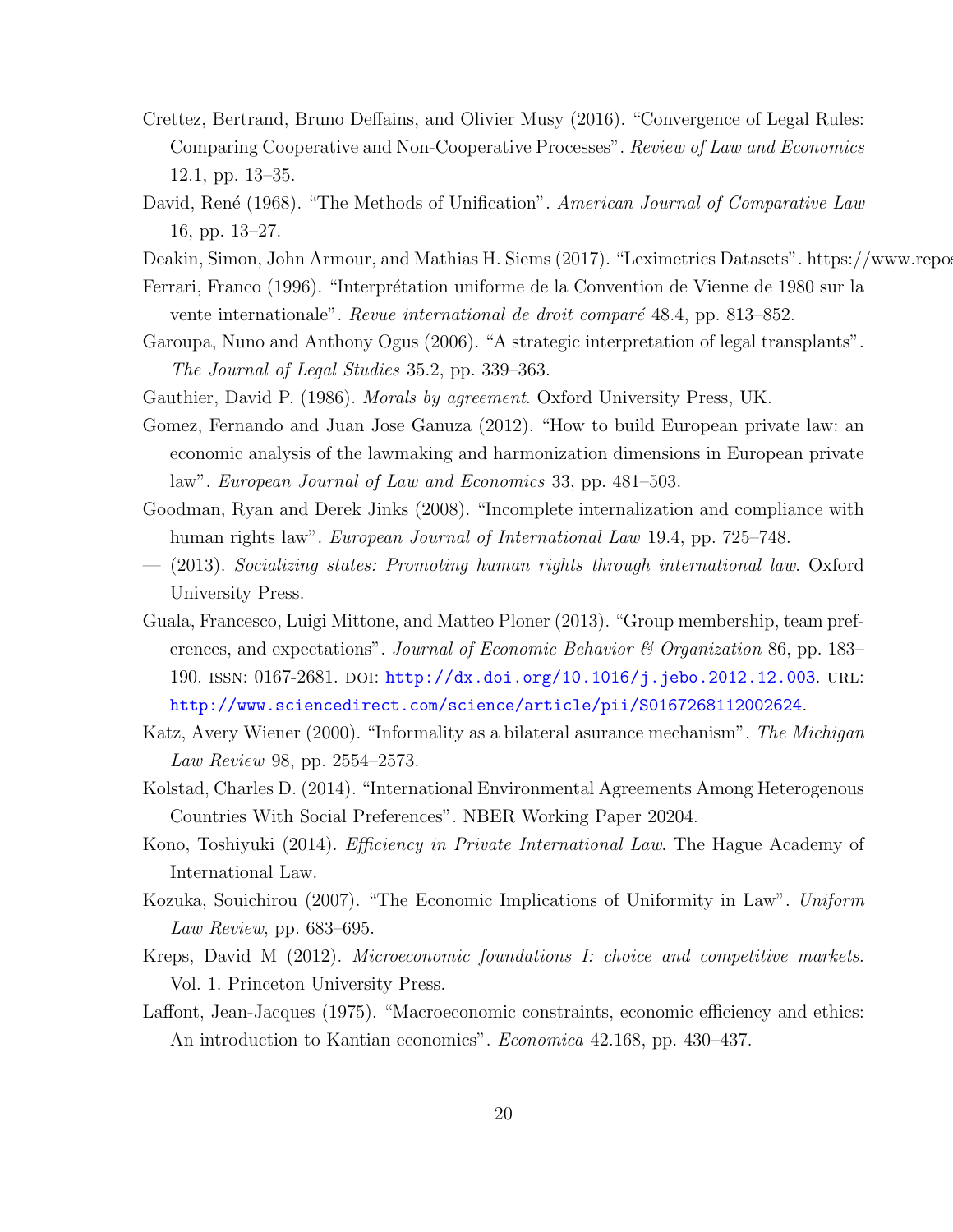Crettez, Bertrand, Bruno Deffains, and Olivier Musy (2016). "Convergence of Legal Rules: Comparing Cooperative and Non-Cooperative Processes". *Review of Law and Economics* 12.1, pp. 13–35.

David, René (1968). "The Methods of Unification". *American Journal of Comparative Law* 16, pp. 13–27.

Deakin, Simon, John Armour, and Mathias H. Siems (2017). "Leximetrics Datasets". https://www.repos

Ferrari, Franco (1996). "Interprétation uniforme de la Convention de Vienne de 1980 sur la vente internationale". *Revue international de droit comparé* 48.4, pp. 813–852.

Garoupa, Nuno and Anthony Ogus (2006). "A strategic interpretation of legal transplants". *The Journal of Legal Studies* 35.2, pp. 339–363.

Gauthier, David P. (1986). *Morals by agreement*. Oxford University Press, UK.

Gomez, Fernando and Juan Jose Ganuza (2012). "How to build European private law: an economic analysis of the lawmaking and harmonization dimensions in European private law". *European Journal of Law and Economics* 33, pp. 481–503.

Goodman, Ryan and Derek Jinks (2008). "Incomplete internalization and compliance with human rights law". *European Journal of International Law* 19.4, pp. 725–748.

— (2013). *Socializing states: Promoting human rights through international law*. Oxford University Press.

Guala, Francesco, Luigi Mittone, and Matteo Ploner (2013). "Group membership, team preferences, and expectations". *Journal of Economic Behavior & Organization* 86, pp. 183–190. ISSN: 0167-2681. DOI: http://dx.doi.org/10.1016/j.jebo.2012.12.003. URL: http://www.sciencedirect.com/science/article/pii/S0167268112002624.

Katz, Avery Wiener (2000). "Informality as a bilateral asurance mechanism". *The Michigan Law Review* 98, pp. 2554–2573.

Kolstad, Charles D. (2014). "International Environmental Agreements Among Heterogenous Countries With Social Preferences". NBER Working Paper 20204.

Kono, Toshiyuki (2014). *Efficiency in Private International Law*. The Hague Academy of International Law.

Kozuka, Souichirou (2007). "The Economic Implications of Uniformity in Law". *Uniform Law Review*, pp. 683–695.

Kreps, David M (2012). *Microeconomic foundations I: choice and competitive markets*. Vol. 1. Princeton University Press.

Laffont, Jean-Jacques (1975). "Macroeconomic constraints, economic efficiency and ethics: An introduction to Kantian economics". *Economica* 42.168, pp. 430–437.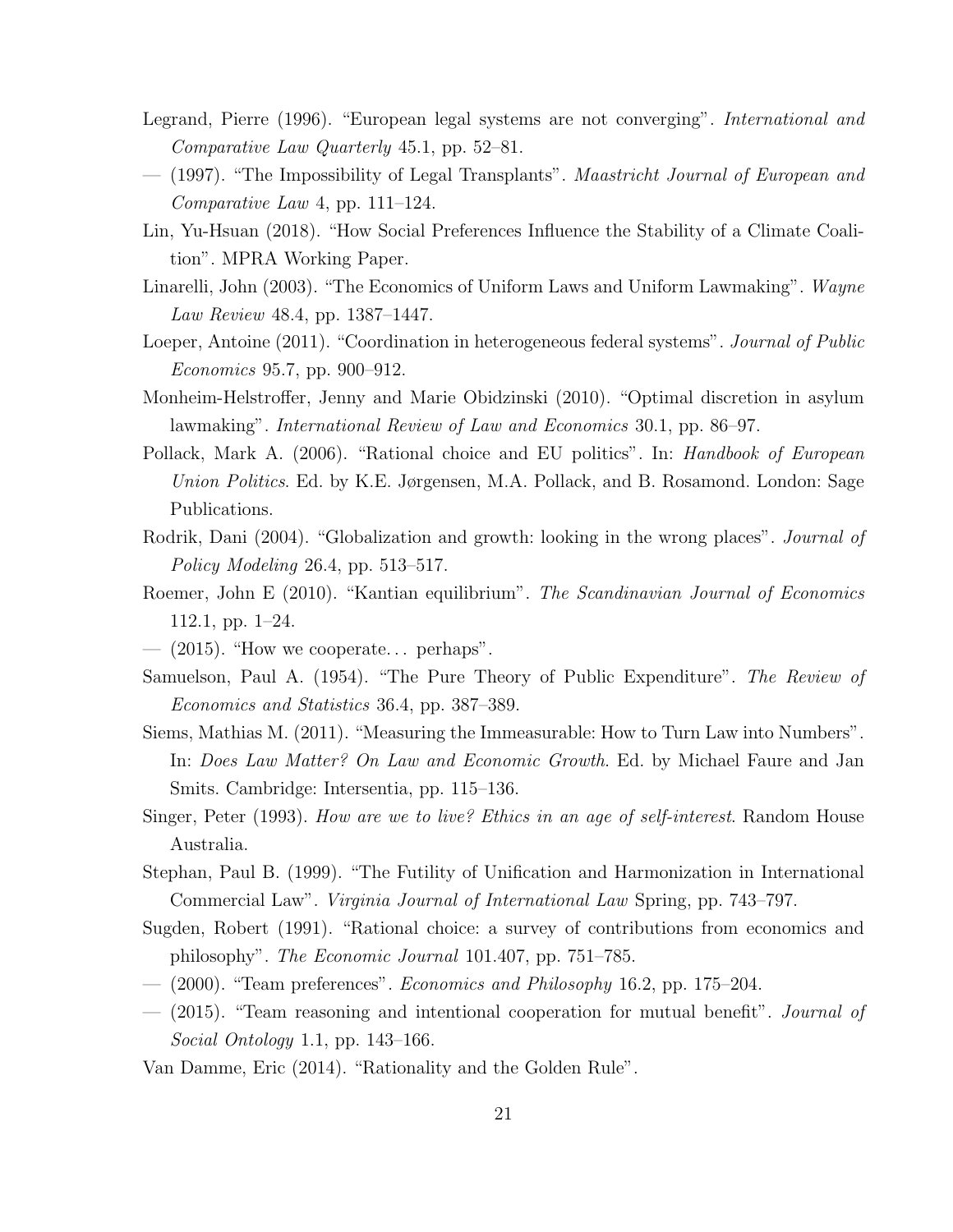Legrand, Pierre (1996). "European legal systems are not converging". *International and Comparative Law Quarterly* 45.1, pp. 52–81.

— (1997). "The Impossibility of Legal Transplants". *Maastricht Journal of European and Comparative Law* 4, pp. 111–124.

Lin, Yu-Hsuan (2018). "How Social Preferences Influence the Stability of a Climate Coalition". MPRA Working Paper.

Linarelli, John (2003). "The Economics of Uniform Laws and Uniform Lawmaking". *Wayne Law Review* 48.4, pp. 1387–1447.

Loeper, Antoine (2011). "Coordination in heterogeneous federal systems". *Journal of Public Economics* 95.7, pp. 900–912.

Monheim-Helstroffer, Jenny and Marie Obidzinski (2010). "Optimal discretion in asylum lawmaking". *International Review of Law and Economics* 30.1, pp. 86–97.

Pollack, Mark A. (2006). "Rational choice and EU politics". In: *Handbook of European Union Politics*. Ed. by K.E. Jørgensen, M.A. Pollack, and B. Rosamond. London: Sage Publications.

Rodrik, Dani (2004). "Globalization and growth: looking in the wrong places". *Journal of Policy Modeling* 26.4, pp. 513–517.

Roemer, John E (2010). "Kantian equilibrium". *The Scandinavian Journal of Economics* 112.1, pp. 1–24.

— (2015). "How we cooperate… perhaps".

Samuelson, Paul A. (1954). "The Pure Theory of Public Expenditure". *The Review of Economics and Statistics* 36.4, pp. 387–389.

Siems, Mathias M. (2011). "Measuring the Immeasurable: How to Turn Law into Numbers". In: *Does Law Matter? On Law and Economic Growth*. Ed. by Michael Faure and Jan Smits. Cambridge: Intersentia, pp. 115–136.

Singer, Peter (1993). *How are we to live? Ethics in an age of self-interest*. Random House Australia.

Stephan, Paul B. (1999). "The Futility of Unification and Harmonization in International Commercial Law". *Virginia Journal of International Law* Spring, pp. 743–797.

Sugden, Robert (1991). "Rational choice: a survey of contributions from economics and philosophy". *The Economic Journal* 101.407, pp. 751–785.

— (2000). "Team preferences". *Economics and Philosophy* 16.2, pp. 175–204.

— (2015). "Team reasoning and intentional cooperation for mutual benefit". *Journal of Social Ontology* 1.1, pp. 143–166.

Van Damme, Eric (2014). "Rationality and the Golden Rule".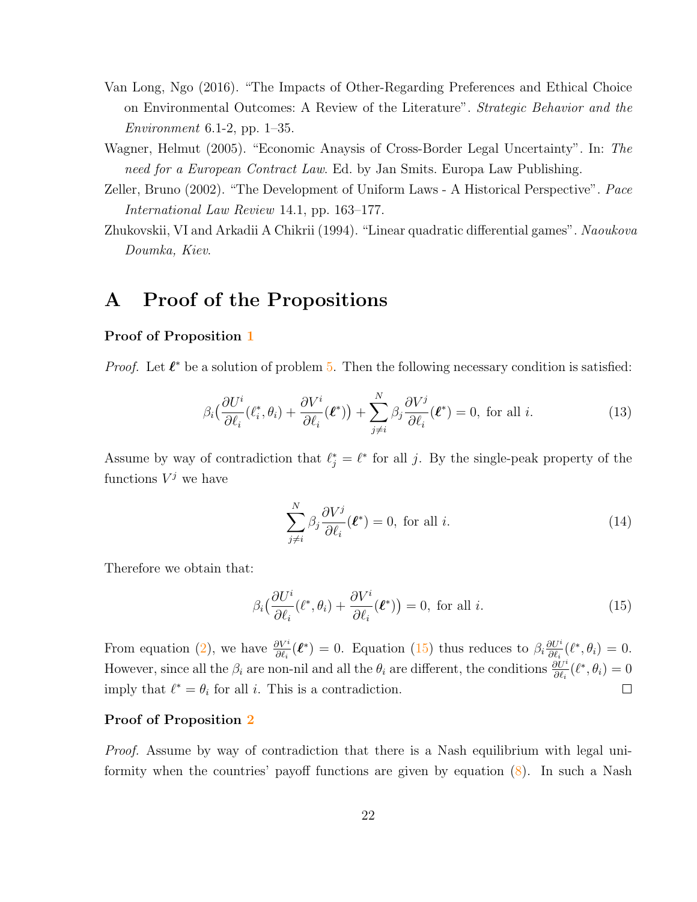Van Long, Ngo (2016). "The Impacts of Other-Regarding Preferences and Ethical Choice on Environmental Outcomes: A Review of the Literature". *Strategic Behavior and the Environment* 6.1-2, pp. 1–35.

Wagner, Helmut (2005). "Economic Anaysis of Cross-Border Legal Uncertainty". In: *The need for a European Contract Law*. Ed. by Jan Smits. Europa Law Publishing.

Zeller, Bruno (2002). "The Development of Uniform Laws - A Historical Perspective". *Pace International Law Review* 14.1, pp. 163–177.

Zhukovskii, VI and Arkadii A Chikrii (1994). "Linear quadratic differential games". *Naoukova Doumka, Kiev*.

# A Proof of the Propositions

### Proof of Proposition 1

*Proof.* Let $\boldsymbol{\ell}^*$ be a solution of problem 5. Then the following necessary condition is satisfied:

$$\beta_i\big(\frac{\partial U^i}{\partial \ell_i}(\ell_i^*, \theta_i) + \frac{\partial V^i}{\partial \ell_i}(\boldsymbol{\ell}^*)\big) + \sum_{j \neq i}^{N} \beta_j \frac{\partial V^j}{\partial \ell_i}(\boldsymbol{\ell}^*) = 0, \text{ for all } i. \tag{13}$$

Assume by way of contradiction that $\ell_j^* = \ell^*$ for all $j$. By the single-peak property of the functions $V^j$ we have

$$\sum_{j \neq i}^{N} \beta_j \frac{\partial V^j}{\partial \ell_i}(\boldsymbol{\ell}^*) = 0, \text{ for all } i. \tag{14}$$

Therefore we obtain that:

$$\beta_i\big(\frac{\partial U^i}{\partial \ell_i}(\ell^*, \theta_i) + \frac{\partial V^i}{\partial \ell_i}(\boldsymbol{\ell}^*)\big) = 0, \text{ for all } i. \tag{15}$$

From equation (2), we have $\frac{\partial V^i}{\partial \ell_i}(\boldsymbol{\ell}^*) = 0$. Equation (15) thus reduces to $\beta_i \frac{\partial U^i}{\partial \ell_i}(\ell^*, \theta_i) = 0$. However, since all the $\beta_i$ are non-nil and all the $\theta_i$ are different, the conditions $\frac{\partial U^i}{\partial \ell_i}(\ell^*, \theta_i) = 0$ imply that $\ell^* = \theta_i$ for all $i$. This is a contradiction. □

### Proof of Proposition 2

*Proof.* Assume by way of contradiction that there is a Nash equilibrium with legal uniformity when the countries' payoff functions are given by equation (8). In such a Nash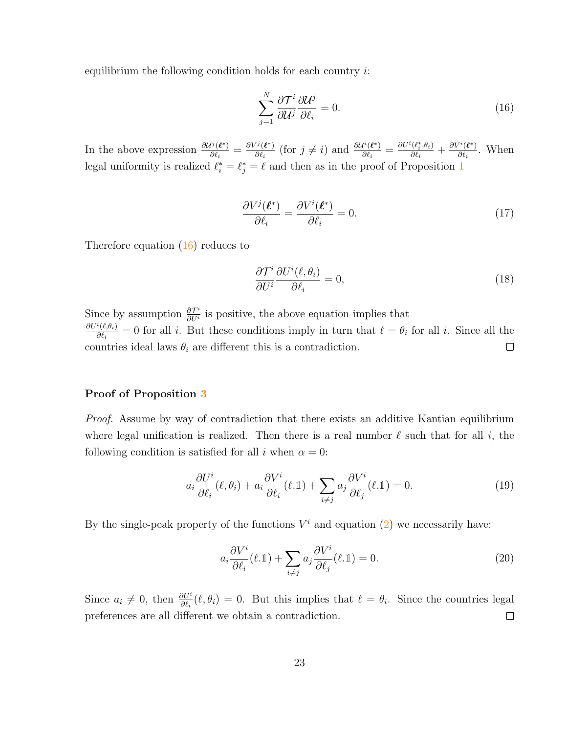equilibrium the following condition holds for each country $i$:

$$\sum_{j=1}^{N} \frac{\partial \mathcal{T}^i}{\partial \mathcal{U}^j} \frac{\partial \mathcal{U}^j}{\partial \ell_i} = 0. \tag{16}$$

In the above expression $\frac{\partial \mathcal{U}^j(\boldsymbol{\ell}^*)}{\partial \ell_i} = \frac{\partial V^j(\boldsymbol{\ell}^*)}{\partial \ell_i}$ (for $j \neq i$) and $\frac{\partial \mathcal{U}^i(\boldsymbol{\ell}^*)}{\partial \ell_i} = \frac{\partial U^i(\ell_i^*, \theta_i)}{\partial \ell_i} + \frac{\partial V^i(\boldsymbol{\ell}^*)}{\partial \ell_i}$. When legal uniformity is realized $\ell_i^* = \ell_j^* = \ell$ and then as in the proof of Proposition 1

$$\frac{\partial V^j(\boldsymbol{\ell}^*)}{\partial \ell_i} = \frac{\partial V^i(\boldsymbol{\ell}^*)}{\partial \ell_i} = 0. \tag{17}$$

Therefore equation (16) reduces to

$$\frac{\partial \mathcal{T}^i}{\partial U^i} \frac{\partial U^i(\ell, \theta_i)}{\partial \ell_i} = 0, \tag{18}$$

Since by assumption $\frac{\partial \mathcal{T}^i}{\partial U^i}$ is positive, the above equation implies that $\frac{\partial U^i(\ell, \theta_i)}{\partial \ell_i} = 0$ for all $i$. But these conditions imply in turn that $\ell = \theta_i$ for all $i$. Since all the countries ideal laws $\theta_i$ are different this is a contradiction. □

**Proof of Proposition 3**

*Proof.* Assume by way of contradiction that there exists an additive Kantian equilibrium where legal unification is realized. Then there is a real number $\ell$ such that for all $i$, the following condition is satisfied for all $i$ when $\alpha = 0$:

$$a_i \frac{\partial U^i}{\partial \ell_i}(\ell, \theta_i) + a_i \frac{\partial V^i}{\partial \ell_i}(\ell.\mathbb{1}) + \sum_{i \neq j} a_j \frac{\partial V^i}{\partial \ell_j}(\ell.\mathbb{1}) = 0. \tag{19}$$

By the single-peak property of the functions $V^i$ and equation (2) we necessarily have:

$$a_i \frac{\partial V^i}{\partial \ell_i}(\ell.\mathbb{1}) + \sum_{i \neq j} a_j \frac{\partial V^i}{\partial \ell_j}(\ell.\mathbb{1}) = 0. \tag{20}$$

Since $a_i \neq 0$, then $\frac{\partial U^i}{\partial \ell_i}(\ell, \theta_i) = 0$. But this implies that $\ell = \theta_i$. Since the countries legal preferences are all different we obtain a contradiction. □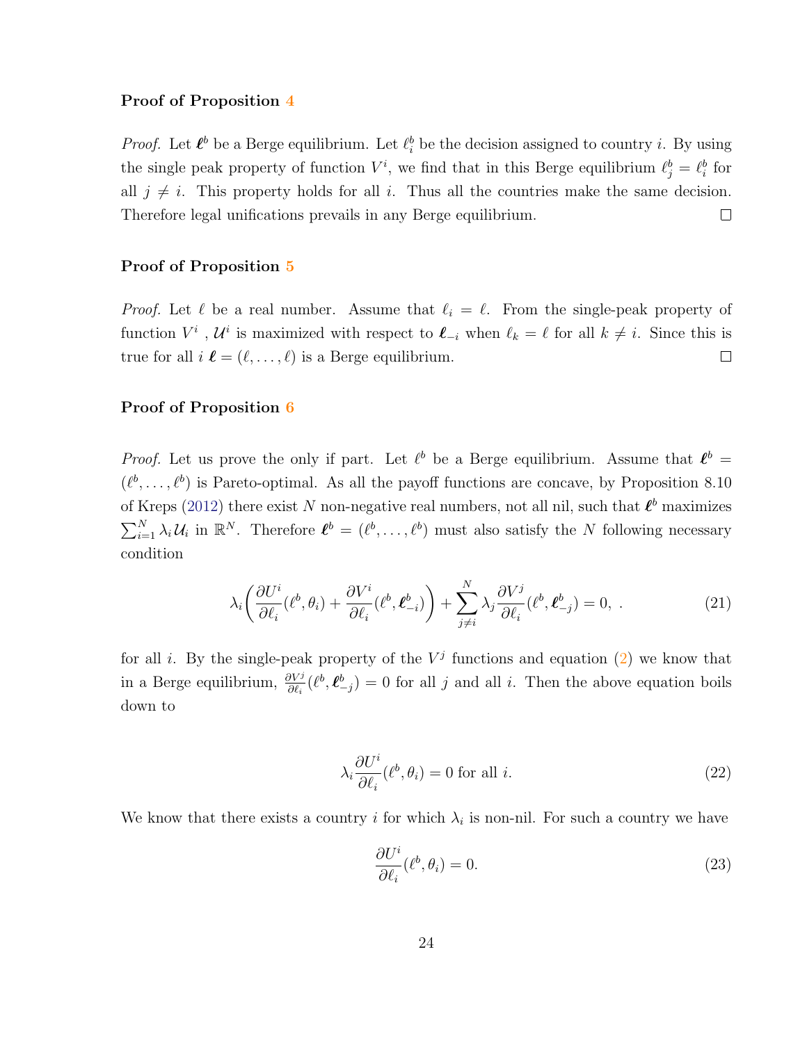**Proof of Proposition 4**

*Proof.* Let $\boldsymbol{\ell}^b$ be a Berge equilibrium. Let $\ell_i^b$ be the decision assigned to country $i$. By using the single peak property of function $V^i$, we find that in this Berge equilibrium $\ell_j^b = \ell_i^b$ for all $j \neq i$. This property holds for all $i$. Thus all the countries make the same decision. Therefore legal unifications prevails in any Berge equilibrium. □

**Proof of Proposition 5**

*Proof.* Let $\ell$ be a real number. Assume that $\ell_i = \ell$. From the single-peak property of function $V^i$ , $\mathcal{U}^i$ is maximized with respect to $\boldsymbol{\ell}_{-i}$ when $\ell_k = \ell$ for all $k \neq i$. Since this is true for all $i$ $\boldsymbol{\ell} = (\ell, \ldots, \ell)$ is a Berge equilibrium. □

**Proof of Proposition 6**

*Proof.* Let us prove the only if part. Let $\ell^b$ be a Berge equilibrium. Assume that $\boldsymbol{\ell}^b = (\ell^b, \ldots, \ell^b)$ is Pareto-optimal. As all the payoff functions are concave, by Proposition 8.10 of Kreps (2012) there exist $N$ non-negative real numbers, not all nil, such that $\boldsymbol{\ell}^b$ maximizes $\sum_{i=1}^N \lambda_i \mathcal{U}_i$ in $\mathbb{R}^N$. Therefore $\boldsymbol{\ell}^b = (\ell^b, \ldots, \ell^b)$ must also satisfy the $N$ following necessary condition

$$\lambda_i \left( \frac{\partial U^i}{\partial \ell_i}(\ell^b, \theta_i) + \frac{\partial V^i}{\partial \ell_i}(\ell^b, \boldsymbol{\ell}^b_{-i}) \right) + \sum_{j \neq i}^{N} \lambda_j \frac{\partial V^j}{\partial \ell_i}(\ell^b, \boldsymbol{\ell}^b_{-j}) = 0, \; . \tag{21}$$

for all $i$. By the single-peak property of the $V^j$ functions and equation (2) we know that in a Berge equilibrium, $\frac{\partial V^j}{\partial \ell_i}(\ell^b, \boldsymbol{\ell}^b_{-j}) = 0$ for all $j$ and all $i$. Then the above equation boils down to

$$\lambda_i \frac{\partial U^i}{\partial \ell_i}(\ell^b, \theta_i) = 0 \text{ for all } i. \tag{22}$$

We know that there exists a country $i$ for which $\lambda_i$ is non-nil. For such a country we have

$$\frac{\partial U^i}{\partial \ell_i}(\ell^b, \theta_i) = 0. \tag{23}$$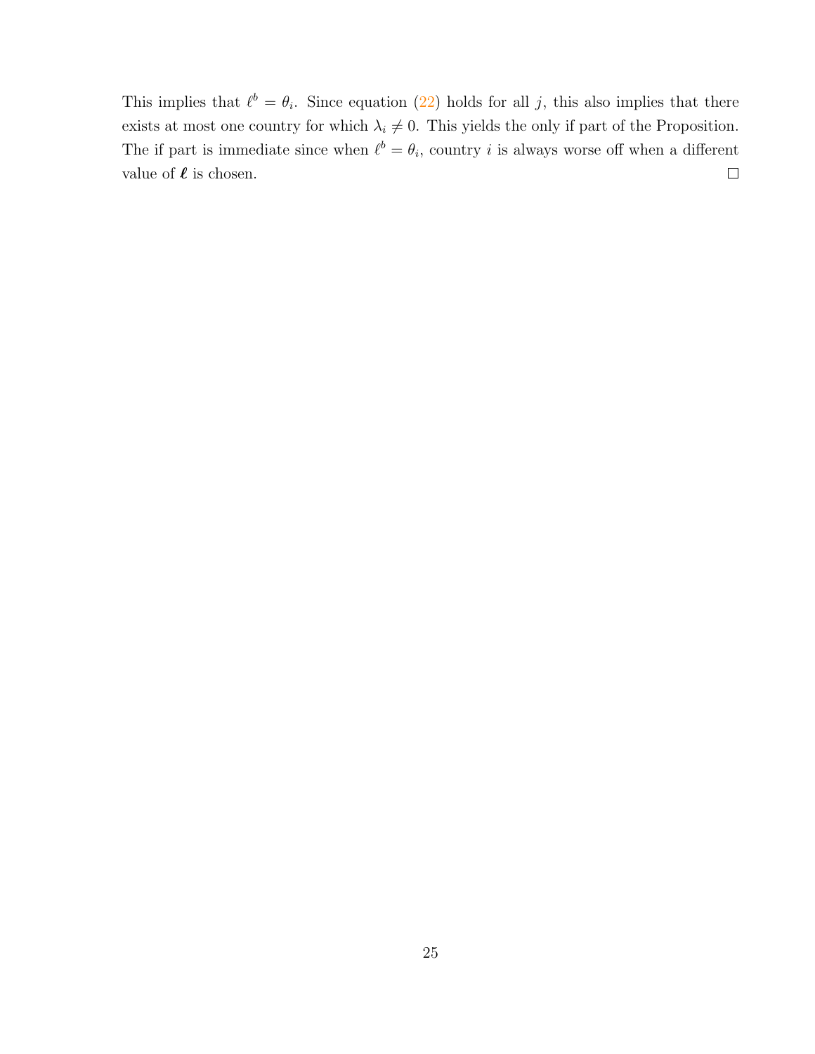This implies that $\ell^b = \theta_i$. Since equation (22) holds for all $j$, this also implies that there exists at most one country for which $\lambda_i \neq 0$. This yields the only if part of the Proposition. The if part is immediate since when $\ell^b = \theta_i$, country $i$ is always worse off when a different value of $\boldsymbol{\ell}$ is chosen. $\square$